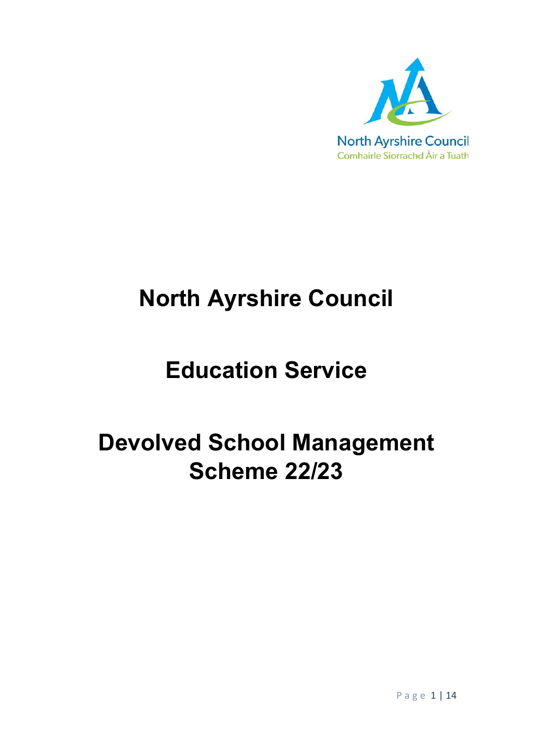North Ayrshire Council
Comhairle Siorrachd Àir a Tuath

# North Ayrshire Council

# Education Service

# Devolved School Management Scheme 22/23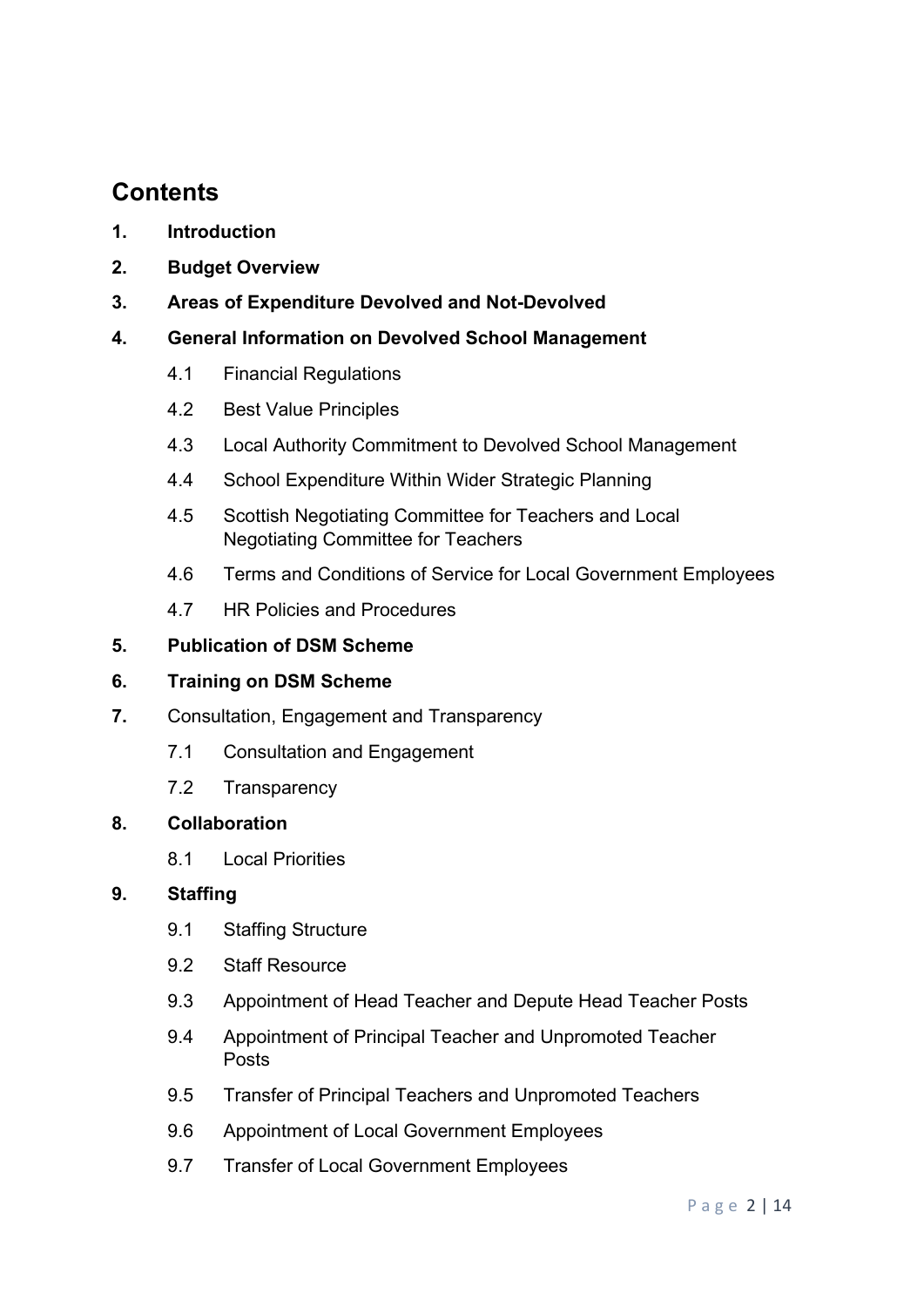# Contents

**1. Introduction**

**2. Budget Overview**

**3. Areas of Expenditure Devolved and Not-Devolved**

**4. General Information on Devolved School Management**

- 4.1 Financial Regulations
- 4.2 Best Value Principles
- 4.3 Local Authority Commitment to Devolved School Management
- 4.4 School Expenditure Within Wider Strategic Planning
- 4.5 Scottish Negotiating Committee for Teachers and Local Negotiating Committee for Teachers
- 4.6 Terms and Conditions of Service for Local Government Employees
- 4.7 HR Policies and Procedures

**5. Publication of DSM Scheme**

**6. Training on DSM Scheme**

**7.** Consultation, Engagement and Transparency

- 7.1 Consultation and Engagement
- 7.2 Transparency

**8. Collaboration**

- 8.1 Local Priorities

**9. Staffing**

- 9.1 Staffing Structure
- 9.2 Staff Resource
- 9.3 Appointment of Head Teacher and Depute Head Teacher Posts
- 9.4 Appointment of Principal Teacher and Unpromoted Teacher Posts
- 9.5 Transfer of Principal Teachers and Unpromoted Teachers
- 9.6 Appointment of Local Government Employees
- 9.7 Transfer of Local Government Employees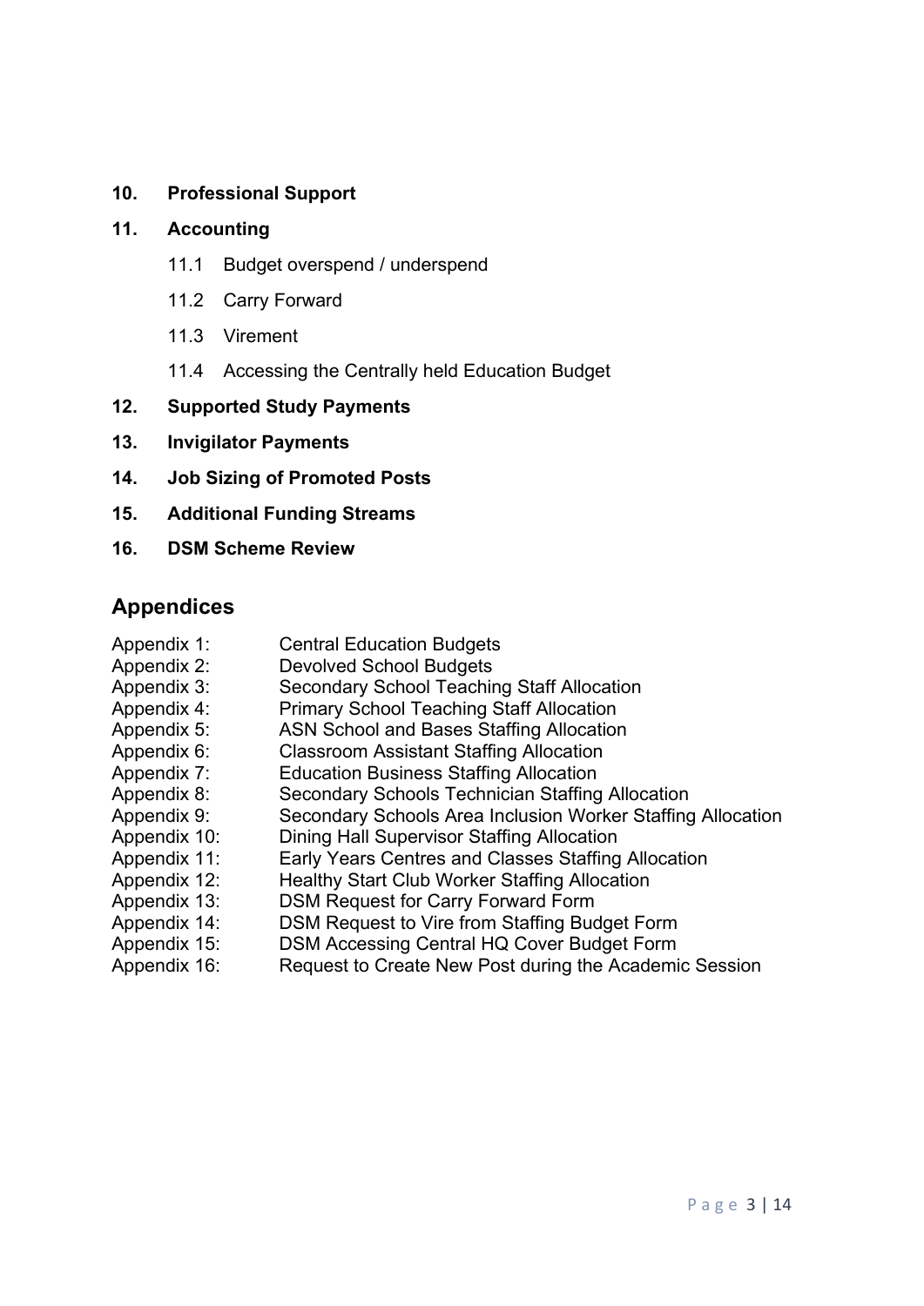**10. Professional Support**

**11. Accounting**

- 11.1 Budget overspend / underspend
- 11.2 Carry Forward
- 11.3 Virement
- 11.4 Accessing the Centrally held Education Budget

**12. Supported Study Payments**

**13. Invigilator Payments**

**14. Job Sizing of Promoted Posts**

**15. Additional Funding Streams**

**16. DSM Scheme Review**

## Appendices

| | |
|---|---|
| Appendix 1: | Central Education Budgets |
| Appendix 2: | Devolved School Budgets |
| Appendix 3: | Secondary School Teaching Staff Allocation |
| Appendix 4: | Primary School Teaching Staff Allocation |
| Appendix 5: | ASN School and Bases Staffing Allocation |
| Appendix 6: | Classroom Assistant Staffing Allocation |
| Appendix 7: | Education Business Staffing Allocation |
| Appendix 8: | Secondary Schools Technician Staffing Allocation |
| Appendix 9: | Secondary Schools Area Inclusion Worker Staffing Allocation |
| Appendix 10: | Dining Hall Supervisor Staffing Allocation |
| Appendix 11: | Early Years Centres and Classes Staffing Allocation |
| Appendix 12: | Healthy Start Club Worker Staffing Allocation |
| Appendix 13: | DSM Request for Carry Forward Form |
| Appendix 14: | DSM Request to Vire from Staffing Budget Form |
| Appendix 15: | DSM Accessing Central HQ Cover Budget Form |
| Appendix 16: | Request to Create New Post during the Academic Session |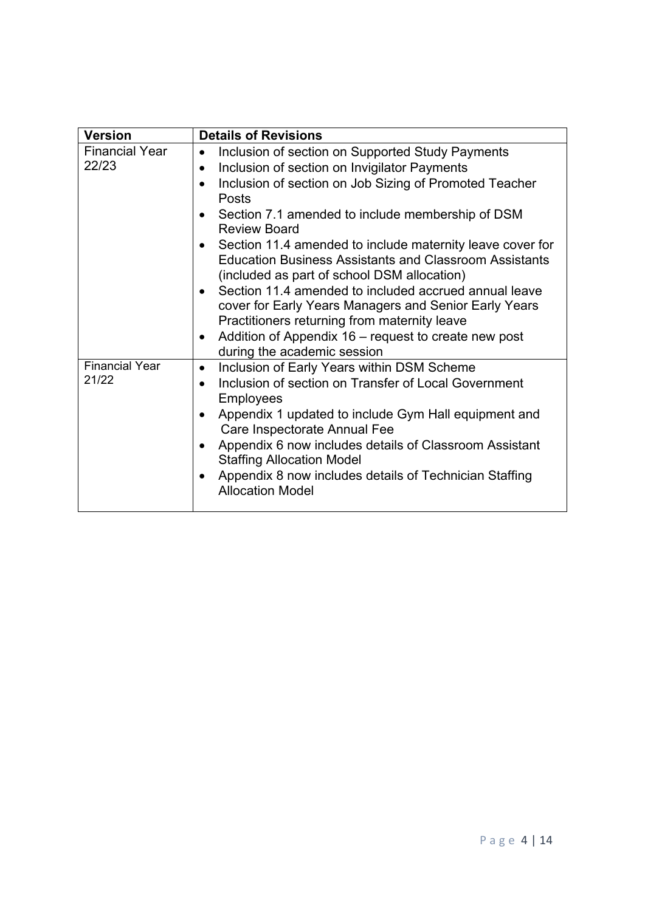| Version | Details of Revisions |
|---|---|
| Financial Year 22/23 | • Inclusion of section on Supported Study Payments<br>• Inclusion of section on Invigilator Payments<br>• Inclusion of section on Job Sizing of Promoted Teacher Posts<br>• Section 7.1 amended to include membership of DSM Review Board<br>• Section 11.4 amended to include maternity leave cover for Education Business Assistants and Classroom Assistants (included as part of school DSM allocation)<br>• Section 11.4 amended to included accrued annual leave cover for Early Years Managers and Senior Early Years Practitioners returning from maternity leave<br>• Addition of Appendix 16 – request to create new post during the academic session |
| Financial Year 21/22 | • Inclusion of Early Years within DSM Scheme<br>• Inclusion of section on Transfer of Local Government Employees<br>• Appendix 1 updated to include Gym Hall equipment and Care Inspectorate Annual Fee<br>• Appendix 6 now includes details of Classroom Assistant Staffing Allocation Model<br>• Appendix 8 now includes details of Technician Staffing Allocation Model |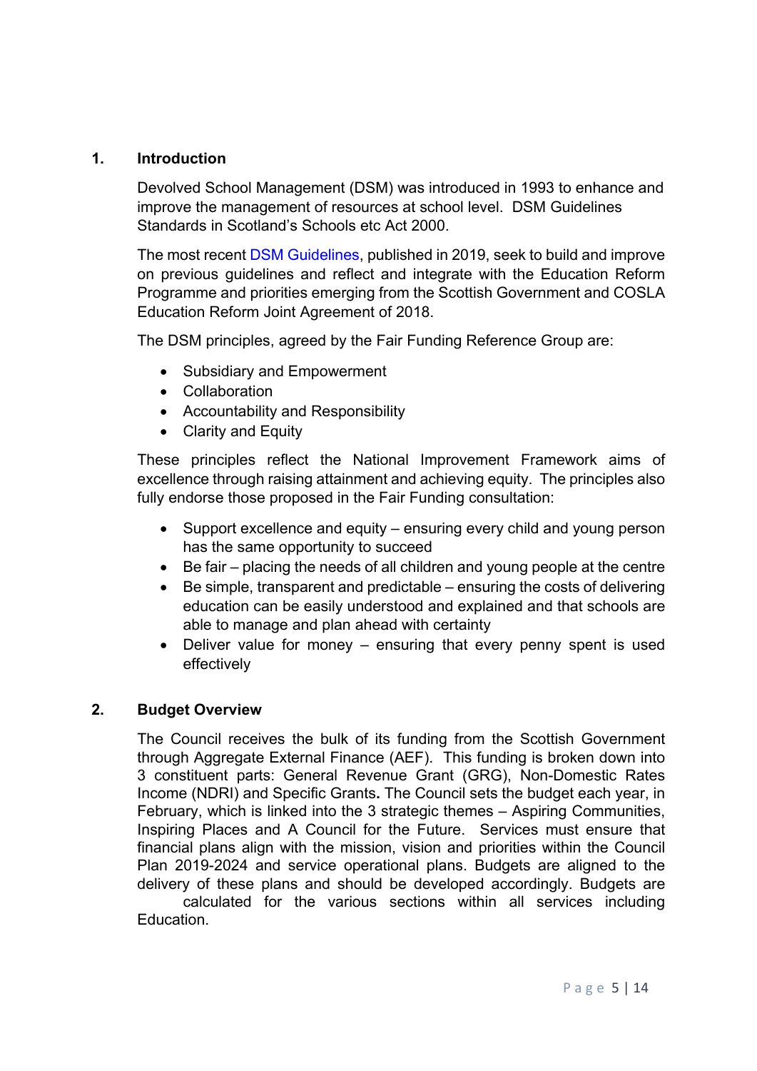## 1. Introduction

Devolved School Management (DSM) was introduced in 1993 to enhance and improve the management of resources at school level. DSM Guidelines Standards in Scotland's Schools etc Act 2000.

The most recent DSM Guidelines, published in 2019, seek to build and improve on previous guidelines and reflect and integrate with the Education Reform Programme and priorities emerging from the Scottish Government and COSLA Education Reform Joint Agreement of 2018.

The DSM principles, agreed by the Fair Funding Reference Group are:

- Subsidiary and Empowerment
- Collaboration
- Accountability and Responsibility
- Clarity and Equity

These principles reflect the National Improvement Framework aims of excellence through raising attainment and achieving equity. The principles also fully endorse those proposed in the Fair Funding consultation:

- Support excellence and equity – ensuring every child and young person has the same opportunity to succeed
- Be fair – placing the needs of all children and young people at the centre
- Be simple, transparent and predictable – ensuring the costs of delivering education can be easily understood and explained and that schools are able to manage and plan ahead with certainty
- Deliver value for money – ensuring that every penny spent is used effectively

## 2. Budget Overview

The Council receives the bulk of its funding from the Scottish Government through Aggregate External Finance (AEF). This funding is broken down into 3 constituent parts: General Revenue Grant (GRG), Non-Domestic Rates Income (NDRI) and Specific Grants**.** The Council sets the budget each year, in February, which is linked into the 3 strategic themes – Aspiring Communities, Inspiring Places and A Council for the Future. Services must ensure that financial plans align with the mission, vision and priorities within the Council Plan 2019-2024 and service operational plans. Budgets are aligned to the delivery of these plans and should be developed accordingly. Budgets are calculated for the various sections within all services including Education.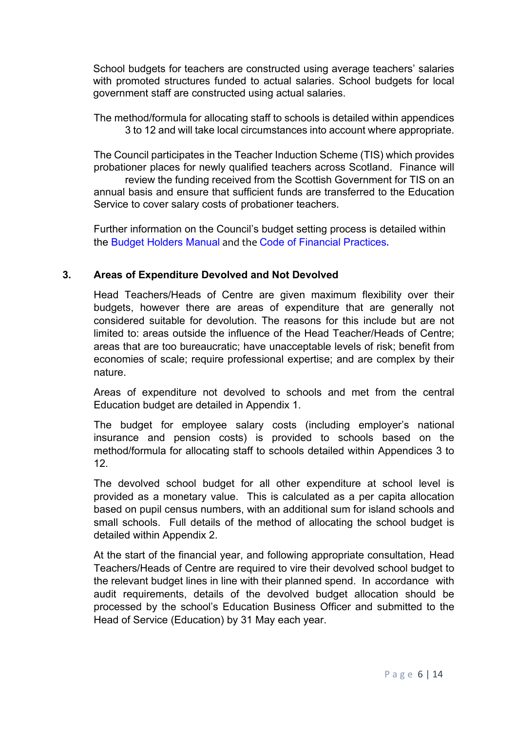School budgets for teachers are constructed using average teachers' salaries with promoted structures funded to actual salaries. School budgets for local government staff are constructed using actual salaries.

The method/formula for allocating staff to schools is detailed within appendices 3 to 12 and will take local circumstances into account where appropriate.

The Council participates in the Teacher Induction Scheme (TIS) which provides probationer places for newly qualified teachers across Scotland. Finance will review the funding received from the Scottish Government for TIS on an annual basis and ensure that sufficient funds are transferred to the Education Service to cover salary costs of probationer teachers.

Further information on the Council's budget setting process is detailed within the Budget Holders Manual and the Code of Financial Practices.

## 3. Areas of Expenditure Devolved and Not Devolved

Head Teachers/Heads of Centre are given maximum flexibility over their budgets, however there are areas of expenditure that are generally not considered suitable for devolution. The reasons for this include but are not limited to: areas outside the influence of the Head Teacher/Heads of Centre; areas that are too bureaucratic; have unacceptable levels of risk; benefit from economies of scale; require professional expertise; and are complex by their nature.

Areas of expenditure not devolved to schools and met from the central Education budget are detailed in Appendix 1.

The budget for employee salary costs (including employer's national insurance and pension costs) is provided to schools based on the method/formula for allocating staff to schools detailed within Appendices 3 to 12.

The devolved school budget for all other expenditure at school level is provided as a monetary value. This is calculated as a per capita allocation based on pupil census numbers, with an additional sum for island schools and small schools. Full details of the method of allocating the school budget is detailed within Appendix 2.

At the start of the financial year, and following appropriate consultation, Head Teachers/Heads of Centre are required to vire their devolved school budget to the relevant budget lines in line with their planned spend. In accordance with audit requirements, details of the devolved budget allocation should be processed by the school's Education Business Officer and submitted to the Head of Service (Education) by 31 May each year.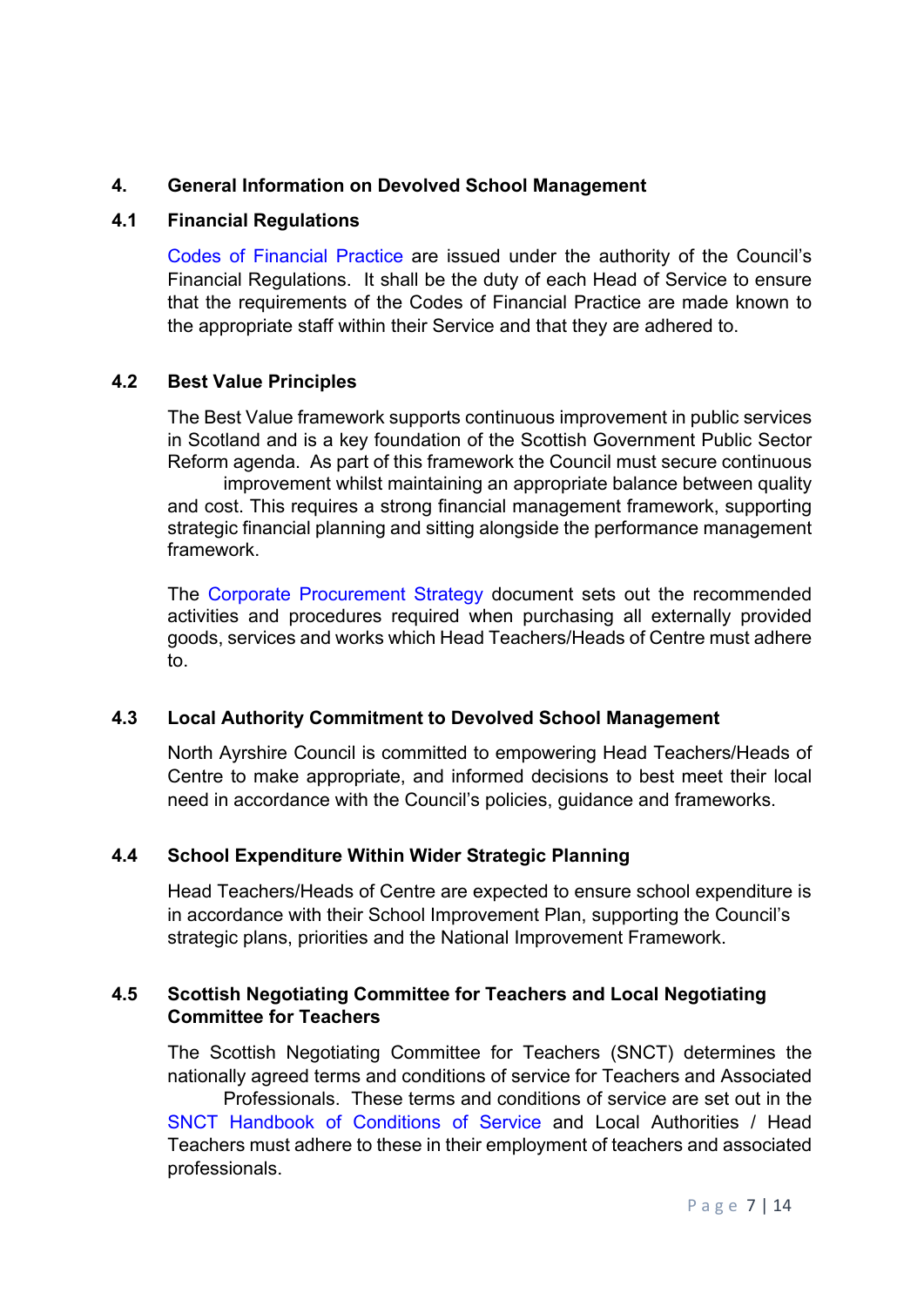## 4. General Information on Devolved School Management

### 4.1 Financial Regulations

Codes of Financial Practice are issued under the authority of the Council's Financial Regulations. It shall be the duty of each Head of Service to ensure that the requirements of the Codes of Financial Practice are made known to the appropriate staff within their Service and that they are adhered to.

### 4.2 Best Value Principles

The Best Value framework supports continuous improvement in public services in Scotland and is a key foundation of the Scottish Government Public Sector Reform agenda. As part of this framework the Council must secure continuous improvement whilst maintaining an appropriate balance between quality and cost. This requires a strong financial management framework, supporting strategic financial planning and sitting alongside the performance management framework.

The Corporate Procurement Strategy document sets out the recommended activities and procedures required when purchasing all externally provided goods, services and works which Head Teachers/Heads of Centre must adhere to.

### 4.3 Local Authority Commitment to Devolved School Management

North Ayrshire Council is committed to empowering Head Teachers/Heads of Centre to make appropriate, and informed decisions to best meet their local need in accordance with the Council's policies, guidance and frameworks.

### 4.4 School Expenditure Within Wider Strategic Planning

Head Teachers/Heads of Centre are expected to ensure school expenditure is in accordance with their School Improvement Plan, supporting the Council's strategic plans, priorities and the National Improvement Framework.

### 4.5 Scottish Negotiating Committee for Teachers and Local Negotiating Committee for Teachers

The Scottish Negotiating Committee for Teachers (SNCT) determines the nationally agreed terms and conditions of service for Teachers and Associated Professionals. These terms and conditions of service are set out in the SNCT Handbook of Conditions of Service and Local Authorities / Head Teachers must adhere to these in their employment of teachers and associated professionals.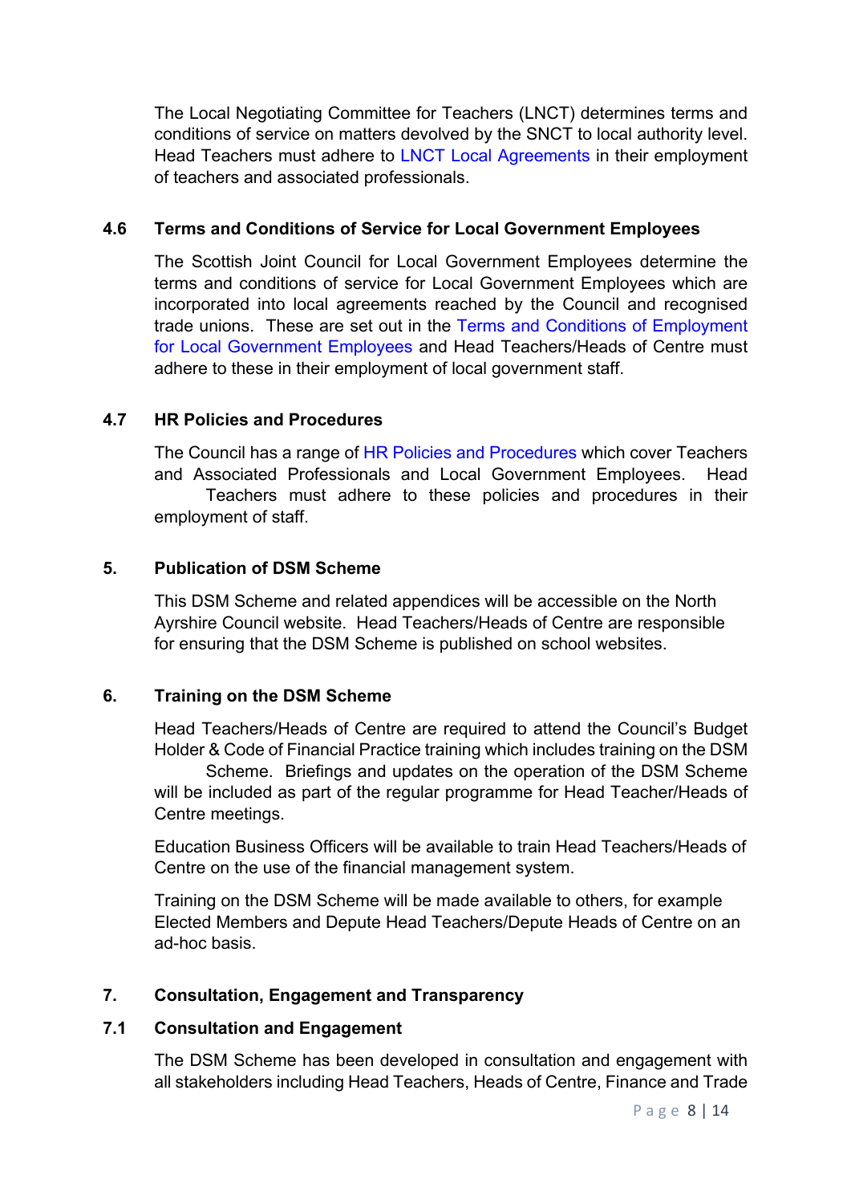The Local Negotiating Committee for Teachers (LNCT) determines terms and conditions of service on matters devolved by the SNCT to local authority level. Head Teachers must adhere to LNCT Local Agreements in their employment of teachers and associated professionals.

### 4.6 Terms and Conditions of Service for Local Government Employees

The Scottish Joint Council for Local Government Employees determine the terms and conditions of service for Local Government Employees which are incorporated into local agreements reached by the Council and recognised trade unions. These are set out in the Terms and Conditions of Employment for Local Government Employees and Head Teachers/Heads of Centre must adhere to these in their employment of local government staff.

### 4.7 HR Policies and Procedures

The Council has a range of HR Policies and Procedures which cover Teachers and Associated Professionals and Local Government Employees. Head Teachers must adhere to these policies and procedures in their employment of staff.

## 5. Publication of DSM Scheme

This DSM Scheme and related appendices will be accessible on the North Ayrshire Council website. Head Teachers/Heads of Centre are responsible for ensuring that the DSM Scheme is published on school websites.

## 6. Training on the DSM Scheme

Head Teachers/Heads of Centre are required to attend the Council's Budget Holder & Code of Financial Practice training which includes training on the DSM Scheme. Briefings and updates on the operation of the DSM Scheme will be included as part of the regular programme for Head Teacher/Heads of Centre meetings.

Education Business Officers will be available to train Head Teachers/Heads of Centre on the use of the financial management system.

Training on the DSM Scheme will be made available to others, for example Elected Members and Depute Head Teachers/Depute Heads of Centre on an ad-hoc basis.

## 7. Consultation, Engagement and Transparency

### 7.1 Consultation and Engagement

The DSM Scheme has been developed in consultation and engagement with all stakeholders including Head Teachers, Heads of Centre, Finance and Trade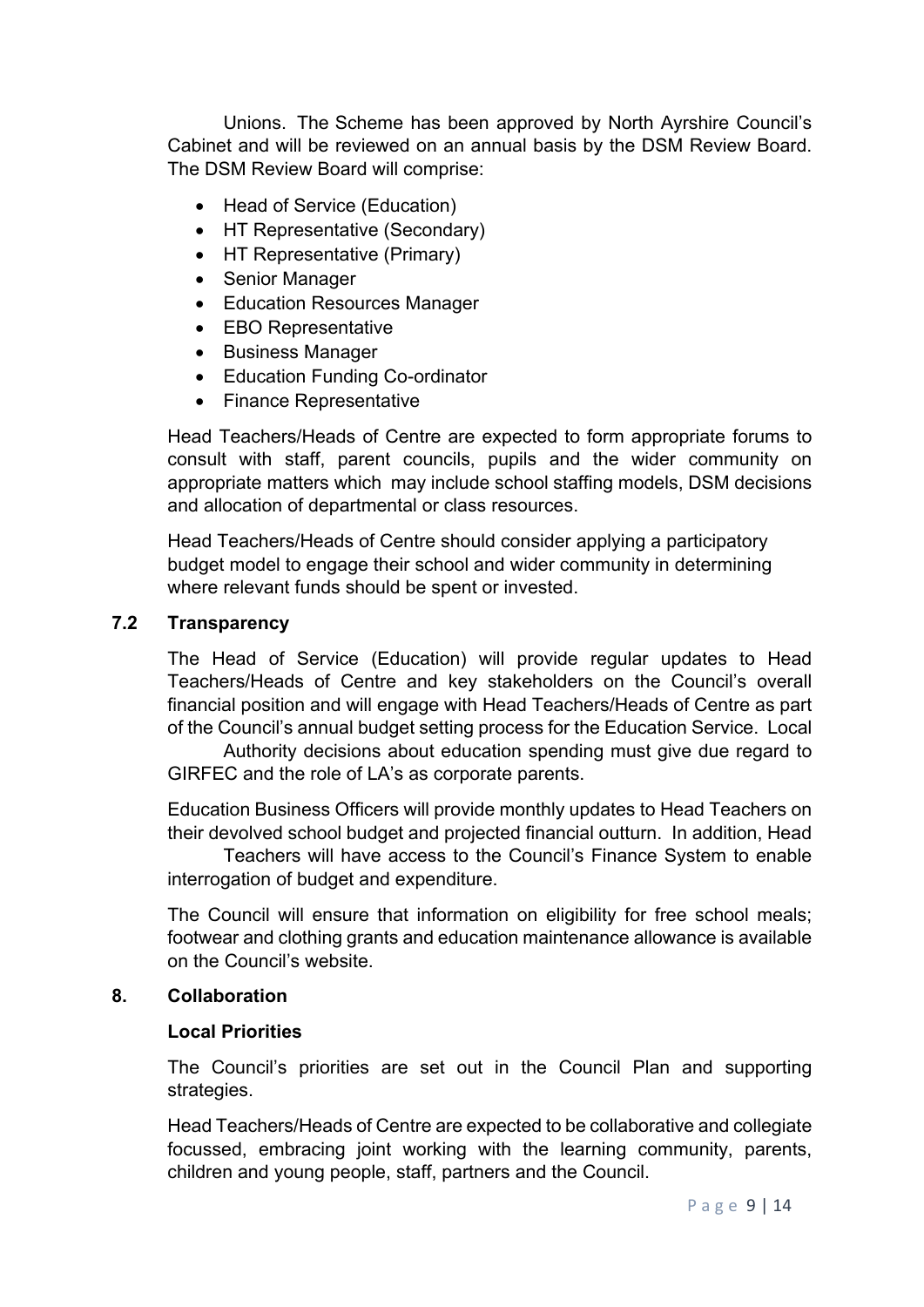Unions. The Scheme has been approved by North Ayrshire Council's Cabinet and will be reviewed on an annual basis by the DSM Review Board. The DSM Review Board will comprise:

- Head of Service (Education)
- HT Representative (Secondary)
- HT Representative (Primary)
- Senior Manager
- Education Resources Manager
- EBO Representative
- Business Manager
- Education Funding Co-ordinator
- Finance Representative

Head Teachers/Heads of Centre are expected to form appropriate forums to consult with staff, parent councils, pupils and the wider community on appropriate matters which may include school staffing models, DSM decisions and allocation of departmental or class resources.

Head Teachers/Heads of Centre should consider applying a participatory budget model to engage their school and wider community in determining where relevant funds should be spent or invested.

### 7.2 Transparency

The Head of Service (Education) will provide regular updates to Head Teachers/Heads of Centre and key stakeholders on the Council's overall financial position and will engage with Head Teachers/Heads of Centre as part of the Council's annual budget setting process for the Education Service. Local Authority decisions about education spending must give due regard to GIRFEC and the role of LA's as corporate parents.

Education Business Officers will provide monthly updates to Head Teachers on their devolved school budget and projected financial outturn. In addition, Head Teachers will have access to the Council's Finance System to enable interrogation of budget and expenditure.

The Council will ensure that information on eligibility for free school meals; footwear and clothing grants and education maintenance allowance is available on the Council's website.

## 8. Collaboration

### Local Priorities

The Council's priorities are set out in the Council Plan and supporting strategies.

Head Teachers/Heads of Centre are expected to be collaborative and collegiate focussed, embracing joint working with the learning community, parents, children and young people, staff, partners and the Council.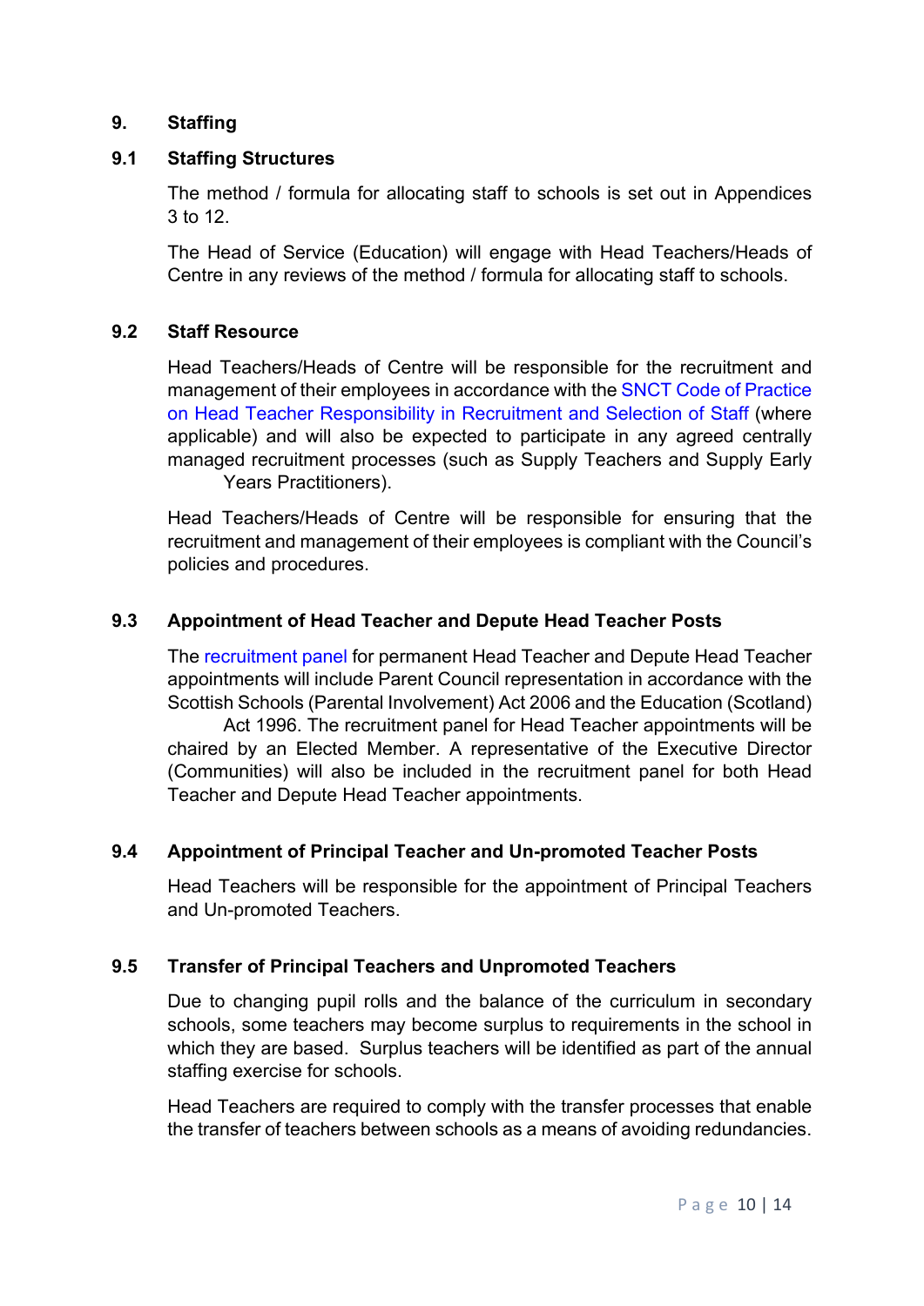## 9. Staffing

### 9.1 Staffing Structures

The method / formula for allocating staff to schools is set out in Appendices 3 to 12.

The Head of Service (Education) will engage with Head Teachers/Heads of Centre in any reviews of the method / formula for allocating staff to schools.

### 9.2 Staff Resource

Head Teachers/Heads of Centre will be responsible for the recruitment and management of their employees in accordance with the SNCT Code of Practice on Head Teacher Responsibility in Recruitment and Selection of Staff (where applicable) and will also be expected to participate in any agreed centrally managed recruitment processes (such as Supply Teachers and Supply Early Years Practitioners).

Head Teachers/Heads of Centre will be responsible for ensuring that the recruitment and management of their employees is compliant with the Council's policies and procedures.

### 9.3 Appointment of Head Teacher and Depute Head Teacher Posts

The recruitment panel for permanent Head Teacher and Depute Head Teacher appointments will include Parent Council representation in accordance with the Scottish Schools (Parental Involvement) Act 2006 and the Education (Scotland) Act 1996. The recruitment panel for Head Teacher appointments will be chaired by an Elected Member. A representative of the Executive Director (Communities) will also be included in the recruitment panel for both Head Teacher and Depute Head Teacher appointments.

### 9.4 Appointment of Principal Teacher and Un-promoted Teacher Posts

Head Teachers will be responsible for the appointment of Principal Teachers and Un-promoted Teachers.

### 9.5 Transfer of Principal Teachers and Unpromoted Teachers

Due to changing pupil rolls and the balance of the curriculum in secondary schools, some teachers may become surplus to requirements in the school in which they are based. Surplus teachers will be identified as part of the annual staffing exercise for schools.

Head Teachers are required to comply with the transfer processes that enable the transfer of teachers between schools as a means of avoiding redundancies.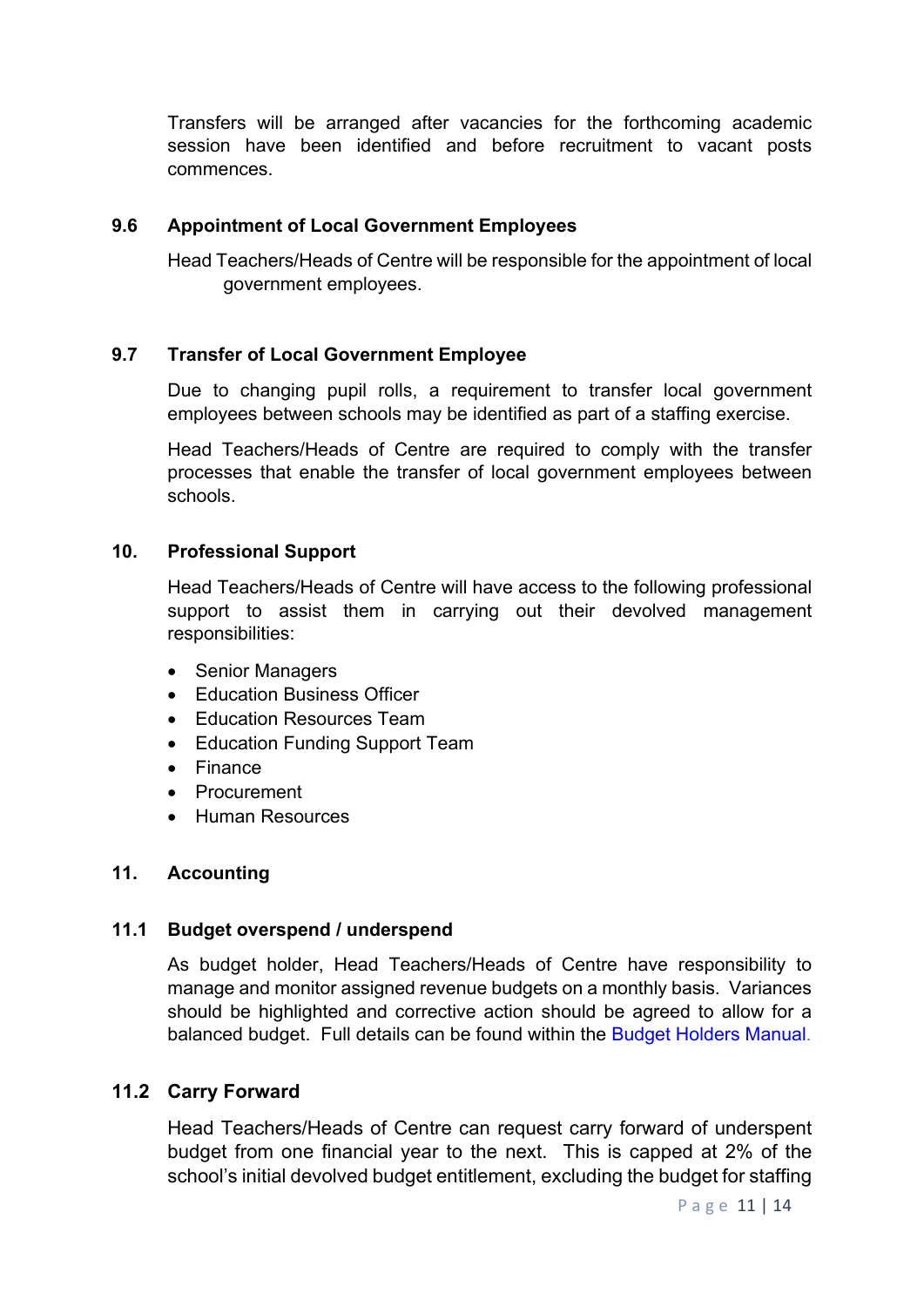Transfers will be arranged after vacancies for the forthcoming academic session have been identified and before recruitment to vacant posts commences.

### 9.6 Appointment of Local Government Employees

Head Teachers/Heads of Centre will be responsible for the appointment of local government employees.

### 9.7 Transfer of Local Government Employee

Due to changing pupil rolls, a requirement to transfer local government employees between schools may be identified as part of a staffing exercise.

Head Teachers/Heads of Centre are required to comply with the transfer processes that enable the transfer of local government employees between schools.

## 10. Professional Support

Head Teachers/Heads of Centre will have access to the following professional support to assist them in carrying out their devolved management responsibilities:

- Senior Managers
- Education Business Officer
- Education Resources Team
- Education Funding Support Team
- Finance
- Procurement
- Human Resources

## 11. Accounting

### 11.1 Budget overspend / underspend

As budget holder, Head Teachers/Heads of Centre have responsibility to manage and monitor assigned revenue budgets on a monthly basis. Variances should be highlighted and corrective action should be agreed to allow for a balanced budget. Full details can be found within the Budget Holders Manual.

### 11.2 Carry Forward

Head Teachers/Heads of Centre can request carry forward of underspent budget from one financial year to the next. This is capped at 2% of the school's initial devolved budget entitlement, excluding the budget for staffing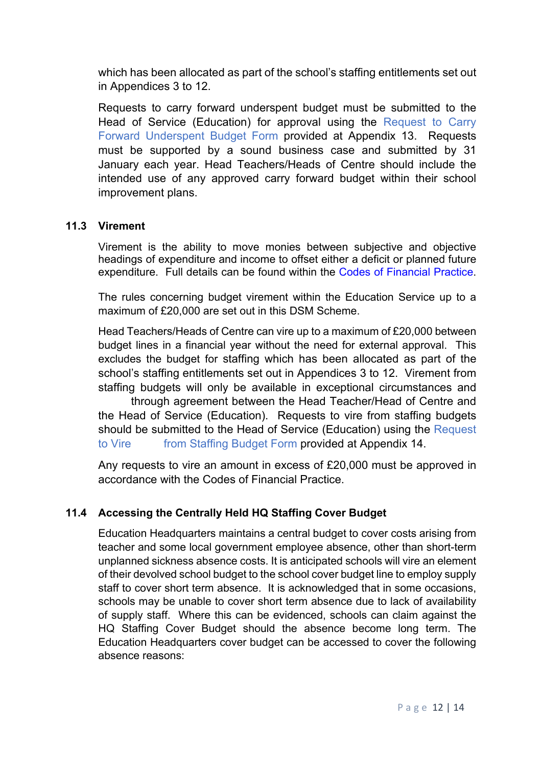which has been allocated as part of the school's staffing entitlements set out in Appendices 3 to 12.

Requests to carry forward underspent budget must be submitted to the Head of Service (Education) for approval using the Request to Carry Forward Underspent Budget Form provided at Appendix 13. Requests must be supported by a sound business case and submitted by 31 January each year. Head Teachers/Heads of Centre should include the intended use of any approved carry forward budget within their school improvement plans.

### 11.3 Virement

Virement is the ability to move monies between subjective and objective headings of expenditure and income to offset either a deficit or planned future expenditure. Full details can be found within the Codes of Financial Practice.

The rules concerning budget virement within the Education Service up to a maximum of £20,000 are set out in this DSM Scheme.

Head Teachers/Heads of Centre can vire up to a maximum of £20,000 between budget lines in a financial year without the need for external approval. This excludes the budget for staffing which has been allocated as part of the school's staffing entitlements set out in Appendices 3 to 12. Virement from staffing budgets will only be available in exceptional circumstances and through agreement between the Head Teacher/Head of Centre and the Head of Service (Education). Requests to vire from staffing budgets should be submitted to the Head of Service (Education) using the Request to Vire from Staffing Budget Form provided at Appendix 14.

Any requests to vire an amount in excess of £20,000 must be approved in accordance with the Codes of Financial Practice.

### 11.4 Accessing the Centrally Held HQ Staffing Cover Budget

Education Headquarters maintains a central budget to cover costs arising from teacher and some local government employee absence, other than short-term unplanned sickness absence costs. It is anticipated schools will vire an element of their devolved school budget to the school cover budget line to employ supply staff to cover short term absence. It is acknowledged that in some occasions, schools may be unable to cover short term absence due to lack of availability of supply staff. Where this can be evidenced, schools can claim against the HQ Staffing Cover Budget should the absence become long term. The Education Headquarters cover budget can be accessed to cover the following absence reasons: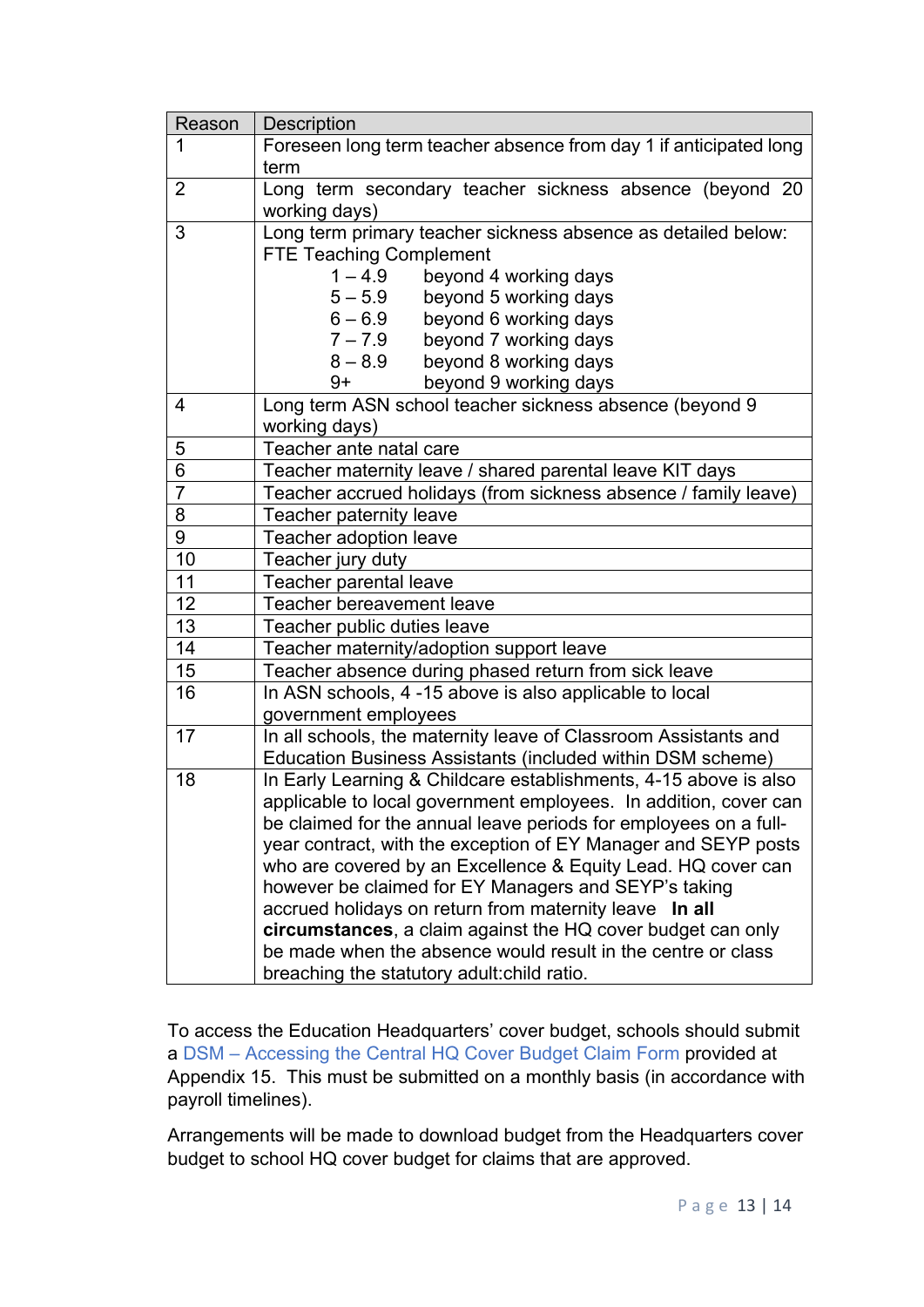| Reason | Description |
| --- | --- |
| 1 | Foreseen long term teacher absence from day 1 if anticipated long term |
| 2 | Long term secondary teacher sickness absence (beyond 20 working days) |
| 3 | Long term primary teacher sickness absence as detailed below:<br>FTE Teaching Complement<br>1 – 4.9 beyond 4 working days<br>5 – 5.9 beyond 5 working days<br>6 – 6.9 beyond 6 working days<br>7 – 7.9 beyond 7 working days<br>8 – 8.9 beyond 8 working days<br>9+ beyond 9 working days |
| 4 | Long term ASN school teacher sickness absence (beyond 9 working days) |
| 5 | Teacher ante natal care |
| 6 | Teacher maternity leave / shared parental leave KIT days |
| 7 | Teacher accrued holidays (from sickness absence / family leave) |
| 8 | Teacher paternity leave |
| 9 | Teacher adoption leave |
| 10 | Teacher jury duty |
| 11 | Teacher parental leave |
| 12 | Teacher bereavement leave |
| 13 | Teacher public duties leave |
| 14 | Teacher maternity/adoption support leave |
| 15 | Teacher absence during phased return from sick leave |
| 16 | In ASN schools, 4 -15 above is also applicable to local government employees |
| 17 | In all schools, the maternity leave of Classroom Assistants and Education Business Assistants (included within DSM scheme) |
| 18 | In Early Learning & Childcare establishments, 4-15 above is also applicable to local government employees. In addition, cover can be claimed for the annual leave periods for employees on a full-year contract, with the exception of EY Manager and SEYP posts who are covered by an Excellence & Equity Lead. HQ cover can however be claimed for EY Managers and SEYP's taking accrued holidays on return from maternity leave **In all circumstances**, a claim against the HQ cover budget can only be made when the absence would result in the centre or class breaching the statutory adult:child ratio. |

To access the Education Headquarters' cover budget, schools should submit a DSM – Accessing the Central HQ Cover Budget Claim Form provided at Appendix 15. This must be submitted on a monthly basis (in accordance with payroll timelines).

Arrangements will be made to download budget from the Headquarters cover budget to school HQ cover budget for claims that are approved.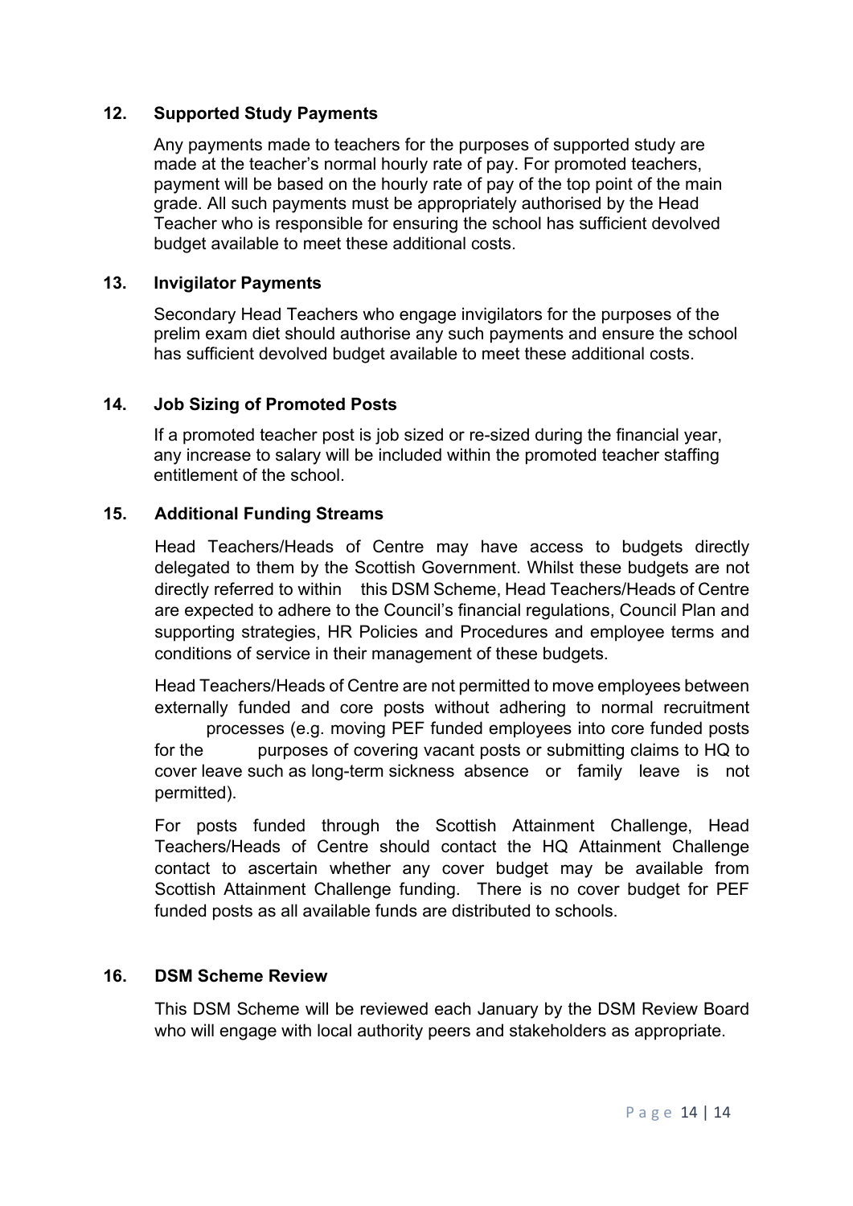## 12. Supported Study Payments

Any payments made to teachers for the purposes of supported study are made at the teacher's normal hourly rate of pay. For promoted teachers, payment will be based on the hourly rate of pay of the top point of the main grade. All such payments must be appropriately authorised by the Head Teacher who is responsible for ensuring the school has sufficient devolved budget available to meet these additional costs.

## 13. Invigilator Payments

Secondary Head Teachers who engage invigilators for the purposes of the prelim exam diet should authorise any such payments and ensure the school has sufficient devolved budget available to meet these additional costs.

## 14. Job Sizing of Promoted Posts

If a promoted teacher post is job sized or re-sized during the financial year, any increase to salary will be included within the promoted teacher staffing entitlement of the school.

## 15. Additional Funding Streams

Head Teachers/Heads of Centre may have access to budgets directly delegated to them by the Scottish Government. Whilst these budgets are not directly referred to within this DSM Scheme, Head Teachers/Heads of Centre are expected to adhere to the Council's financial regulations, Council Plan and supporting strategies, HR Policies and Procedures and employee terms and conditions of service in their management of these budgets.

Head Teachers/Heads of Centre are not permitted to move employees between externally funded and core posts without adhering to normal recruitment processes (e.g. moving PEF funded employees into core funded posts for the purposes of covering vacant posts or submitting claims to HQ to cover leave such as long-term sickness absence or family leave is not permitted).

For posts funded through the Scottish Attainment Challenge, Head Teachers/Heads of Centre should contact the HQ Attainment Challenge contact to ascertain whether any cover budget may be available from Scottish Attainment Challenge funding. There is no cover budget for PEF funded posts as all available funds are distributed to schools.

## 16. DSM Scheme Review

This DSM Scheme will be reviewed each January by the DSM Review Board who will engage with local authority peers and stakeholders as appropriate.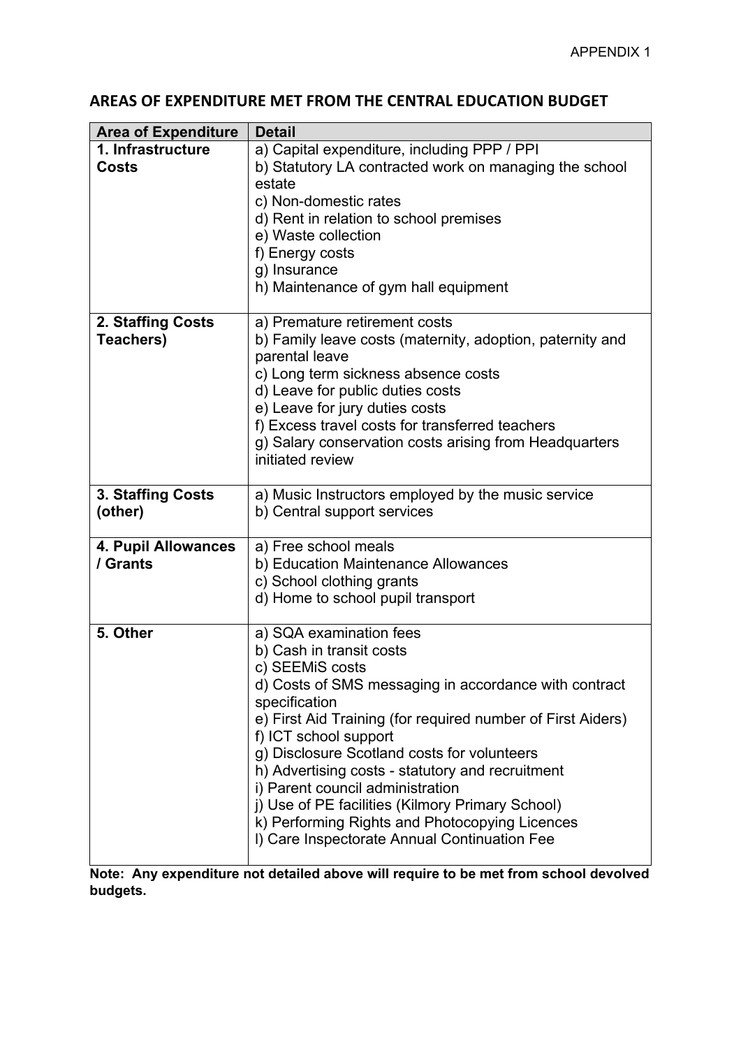APPENDIX 1

## AREAS OF EXPENDITURE MET FROM THE CENTRAL EDUCATION BUDGET

| Area of Expenditure | Detail |
|---|---|
| **1. Infrastructure Costs** | a) Capital expenditure, including PPP / PPI<br>b) Statutory LA contracted work on managing the school estate<br>c) Non-domestic rates<br>d) Rent in relation to school premises<br>e) Waste collection<br>f) Energy costs<br>g) Insurance<br>h) Maintenance of gym hall equipment |
| **2. Staffing Costs Teachers)** | a) Premature retirement costs<br>b) Family leave costs (maternity, adoption, paternity and parental leave<br>c) Long term sickness absence costs<br>d) Leave for public duties costs<br>e) Leave for jury duties costs<br>f) Excess travel costs for transferred teachers<br>g) Salary conservation costs arising from Headquarters initiated review |
| **3. Staffing Costs (other)** | a) Music Instructors employed by the music service<br>b) Central support services |
| **4. Pupil Allowances / Grants** | a) Free school meals<br>b) Education Maintenance Allowances<br>c) School clothing grants<br>d) Home to school pupil transport |
| **5. Other** | a) SQA examination fees<br>b) Cash in transit costs<br>c) SEEMiS costs<br>d) Costs of SMS messaging in accordance with contract specification<br>e) First Aid Training (for required number of First Aiders)<br>f) ICT school support<br>g) Disclosure Scotland costs for volunteers<br>h) Advertising costs - statutory and recruitment<br>i) Parent council administration<br>j) Use of PE facilities (Kilmory Primary School)<br>k) Performing Rights and Photocopying Licences<br>l) Care Inspectorate Annual Continuation Fee |

**Note: Any expenditure not detailed above will require to be met from school devolved budgets.**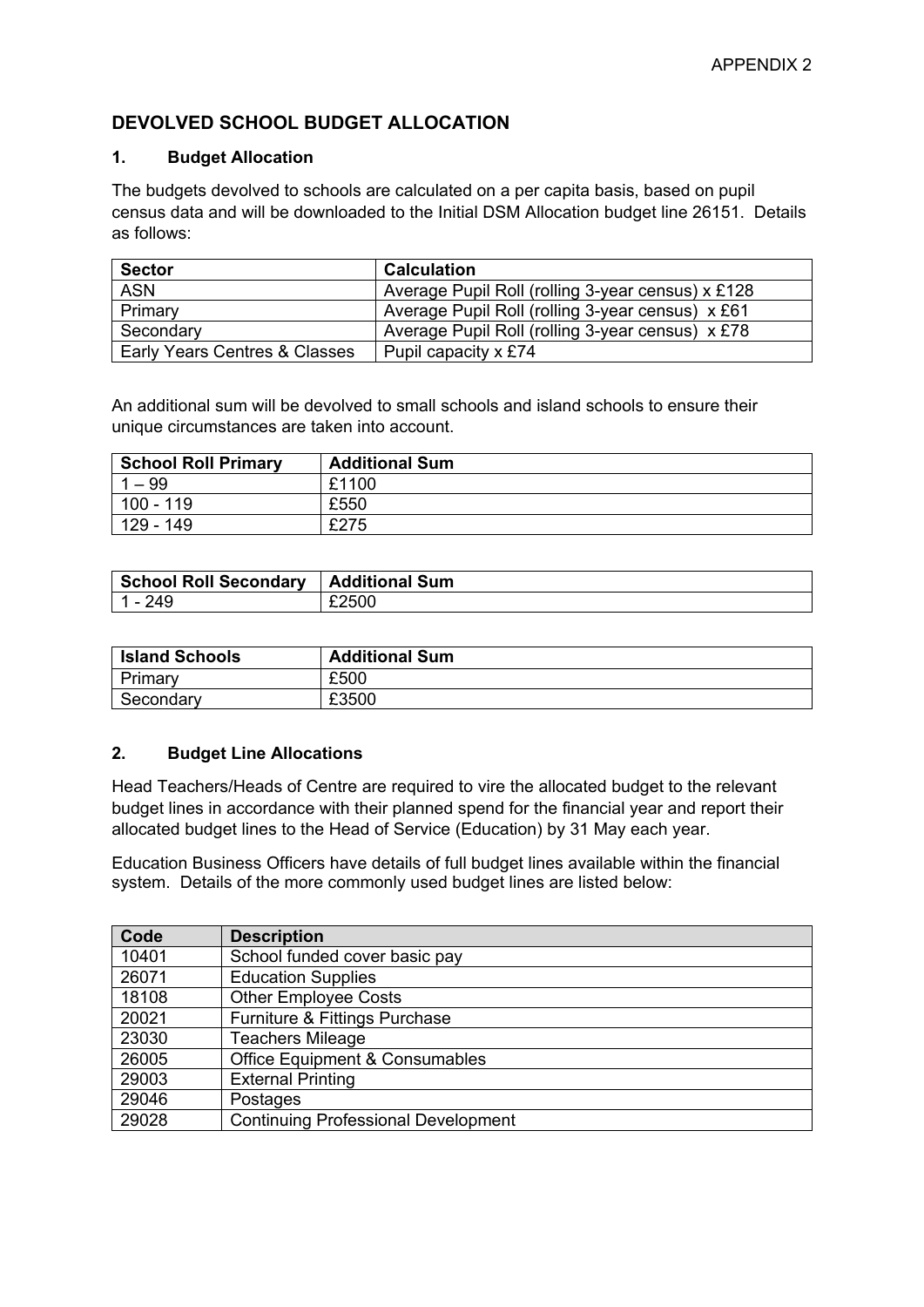APPENDIX 2

## DEVOLVED SCHOOL BUDGET ALLOCATION

### 1. Budget Allocation

The budgets devolved to schools are calculated on a per capita basis, based on pupil census data and will be downloaded to the Initial DSM Allocation budget line 26151. Details as follows:

| Sector | Calculation |
|---|---|
| ASN | Average Pupil Roll (rolling 3-year census) x £128 |
| Primary | Average Pupil Roll (rolling 3-year census) x £61 |
| Secondary | Average Pupil Roll (rolling 3-year census) x £78 |
| Early Years Centres & Classes | Pupil capacity x £74 |

An additional sum will be devolved to small schools and island schools to ensure their unique circumstances are taken into account.

| School Roll Primary | Additional Sum |
|---|---|
| 1 – 99 | £1100 |
| 100 - 119 | £550 |
| 129 - 149 | £275 |

| School Roll Secondary | Additional Sum |
|---|---|
| 1 - 249 | £2500 |

| Island Schools | Additional Sum |
|---|---|
| Primary | £500 |
| Secondary | £3500 |

### 2. Budget Line Allocations

Head Teachers/Heads of Centre are required to vire the allocated budget to the relevant budget lines in accordance with their planned spend for the financial year and report their allocated budget lines to the Head of Service (Education) by 31 May each year.

Education Business Officers have details of full budget lines available within the financial system. Details of the more commonly used budget lines are listed below:

| Code | Description |
|---|---|
| 10401 | School funded cover basic pay |
| 26071 | Education Supplies |
| 18108 | Other Employee Costs |
| 20021 | Furniture & Fittings Purchase |
| 23030 | Teachers Mileage |
| 26005 | Office Equipment & Consumables |
| 29003 | External Printing |
| 29046 | Postages |
| 29028 | Continuing Professional Development |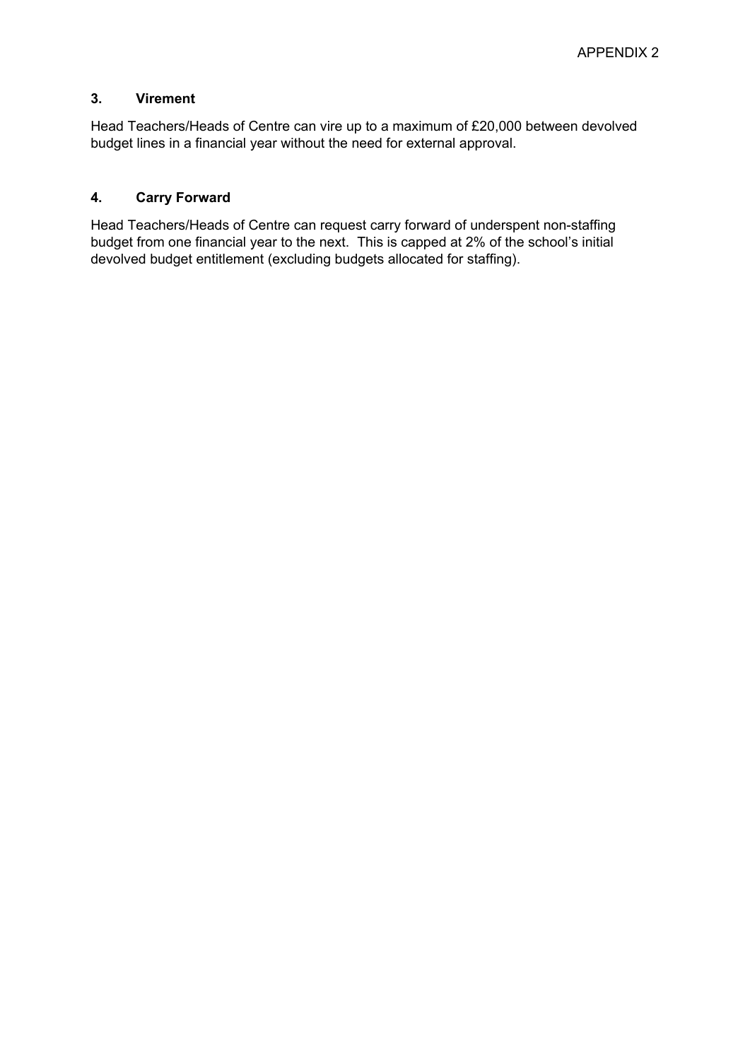APPENDIX 2

### 3. Virement

Head Teachers/Heads of Centre can vire up to a maximum of £20,000 between devolved budget lines in a financial year without the need for external approval.

### 4. Carry Forward

Head Teachers/Heads of Centre can request carry forward of underspent non-staffing budget from one financial year to the next. This is capped at 2% of the school's initial devolved budget entitlement (excluding budgets allocated for staffing).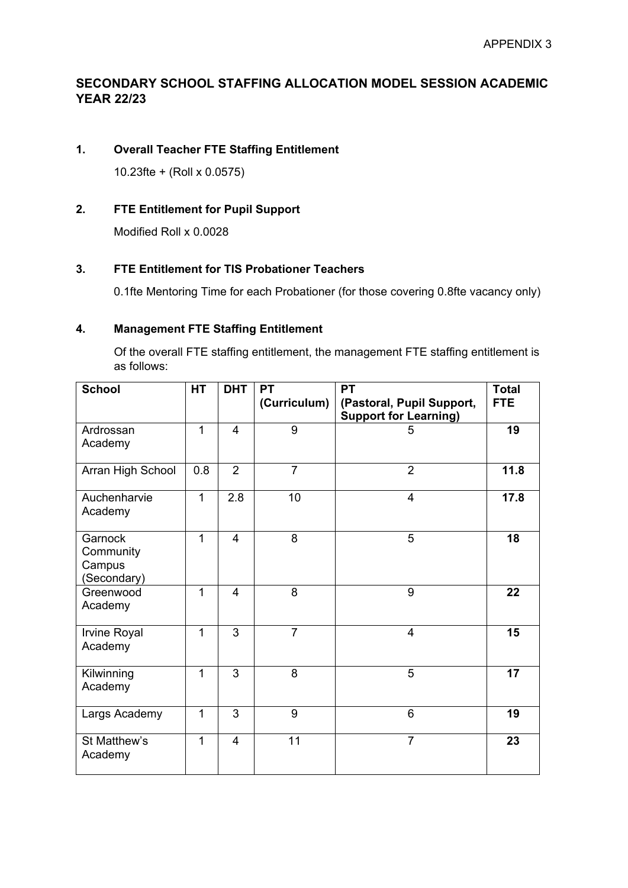APPENDIX 3

## SECONDARY SCHOOL STAFFING ALLOCATION MODEL SESSION ACADEMIC YEAR 22/23

### 1. Overall Teacher FTE Staffing Entitlement

10.23fte + (Roll x 0.0575)

### 2. FTE Entitlement for Pupil Support

Modified Roll x 0.0028

### 3. FTE Entitlement for TIS Probationer Teachers

0.1fte Mentoring Time for each Probationer (for those covering 0.8fte vacancy only)

### 4. Management FTE Staffing Entitlement

Of the overall FTE staffing entitlement, the management FTE staffing entitlement is as follows:

| School | HT | DHT | PT (Curriculum) | PT (Pastoral, Pupil Support, Support for Learning) | Total FTE |
|---|---|---|---|---|---|
| Ardrossan Academy | 1 | 4 | 9 | 5 | **19** |
| Arran High School | 0.8 | 2 | 7 | 2 | **11.8** |
| Auchenharvie Academy | 1 | 2.8 | 10 | 4 | **17.8** |
| Garnock Community Campus (Secondary) | 1 | 4 | 8 | 5 | **18** |
| Greenwood Academy | 1 | 4 | 8 | 9 | **22** |
| Irvine Royal Academy | 1 | 3 | 7 | 4 | **15** |
| Kilwinning Academy | 1 | 3 | 8 | 5 | **17** |
| Largs Academy | 1 | 3 | 9 | 6 | **19** |
| St Matthew's Academy | 1 | 4 | 11 | 7 | **23** |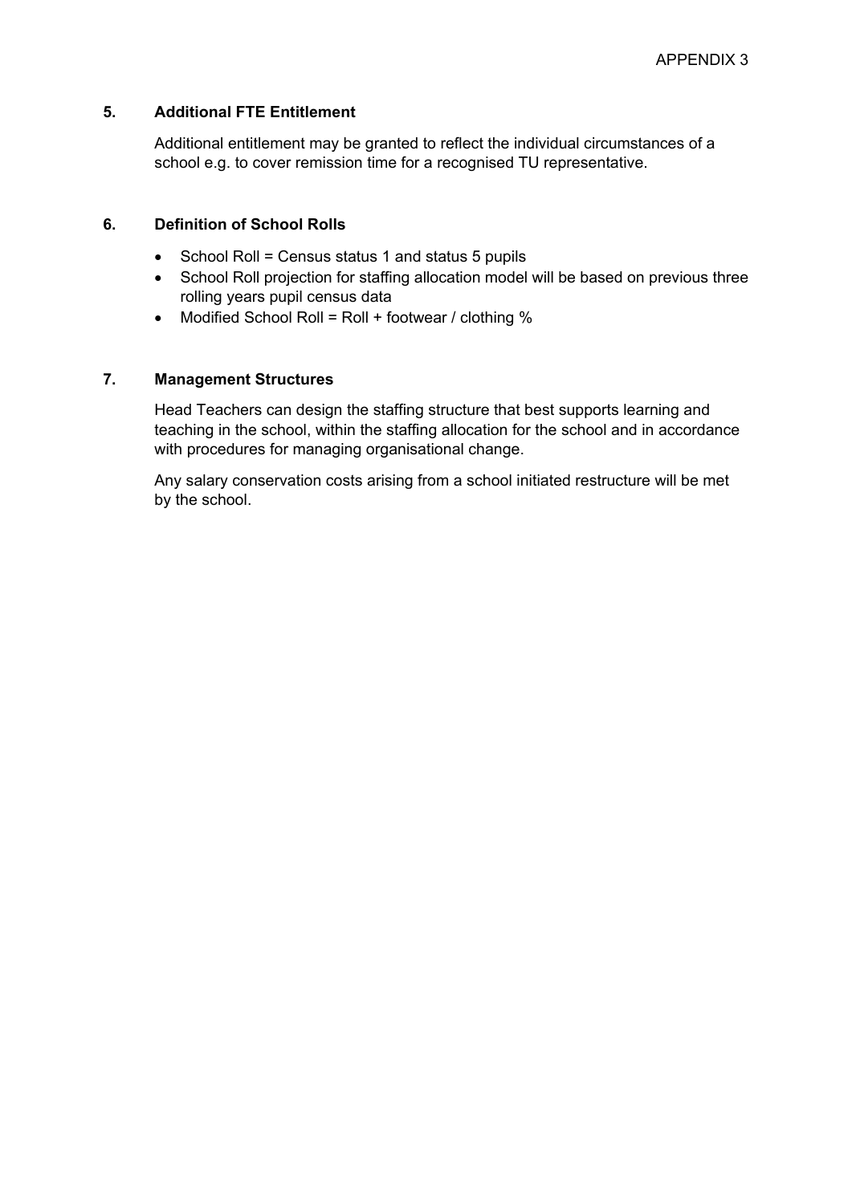APPENDIX 3

### 5. Additional FTE Entitlement

Additional entitlement may be granted to reflect the individual circumstances of a school e.g. to cover remission time for a recognised TU representative.

### 6. Definition of School Rolls

- School Roll = Census status 1 and status 5 pupils
- School Roll projection for staffing allocation model will be based on previous three rolling years pupil census data
- Modified School Roll = Roll + footwear / clothing %

### 7. Management Structures

Head Teachers can design the staffing structure that best supports learning and teaching in the school, within the staffing allocation for the school and in accordance with procedures for managing organisational change.

Any salary conservation costs arising from a school initiated restructure will be met by the school.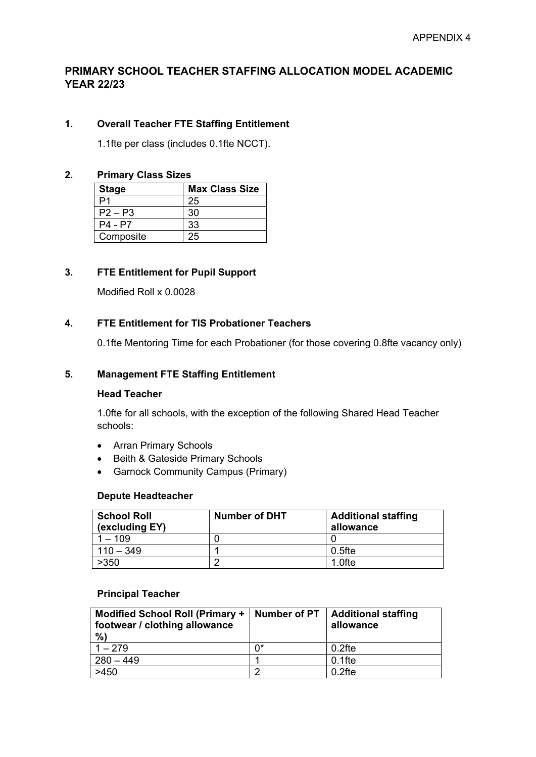APPENDIX 4

# PRIMARY SCHOOL TEACHER STAFFING ALLOCATION MODEL ACADEMIC YEAR 22/23

## 1. Overall Teacher FTE Staffing Entitlement

1.1fte per class (includes 0.1fte NCCT).

## 2. Primary Class Sizes

| Stage | Max Class Size |
|---|---|
| P1 | 25 |
| P2 – P3 | 30 |
| P4 - P7 | 33 |
| Composite | 25 |

## 3. FTE Entitlement for Pupil Support

Modified Roll x 0.0028

## 4. FTE Entitlement for TIS Probationer Teachers

0.1fte Mentoring Time for each Probationer (for those covering 0.8fte vacancy only)

## 5. Management FTE Staffing Entitlement

### Head Teacher

1.0fte for all schools, with the exception of the following Shared Head Teacher schools:

- Arran Primary Schools
- Beith & Gateside Primary Schools
- Garnock Community Campus (Primary)

### Depute Headteacher

| School Roll (excluding EY) | Number of DHT | Additional staffing allowance |
|---|---|---|
| 1 – 109 | 0 | 0 |
| 110 – 349 | 1 | 0.5fte |
| >350 | 2 | 1.0fte |

### Principal Teacher

| Modified School Roll (Primary + footwear / clothing allowance %) | Number of PT | Additional staffing allowance |
|---|---|---|
| 1 – 279 | 0* | 0.2fte |
| 280 – 449 | 1 | 0.1fte |
| >450 | 2 | 0.2fte |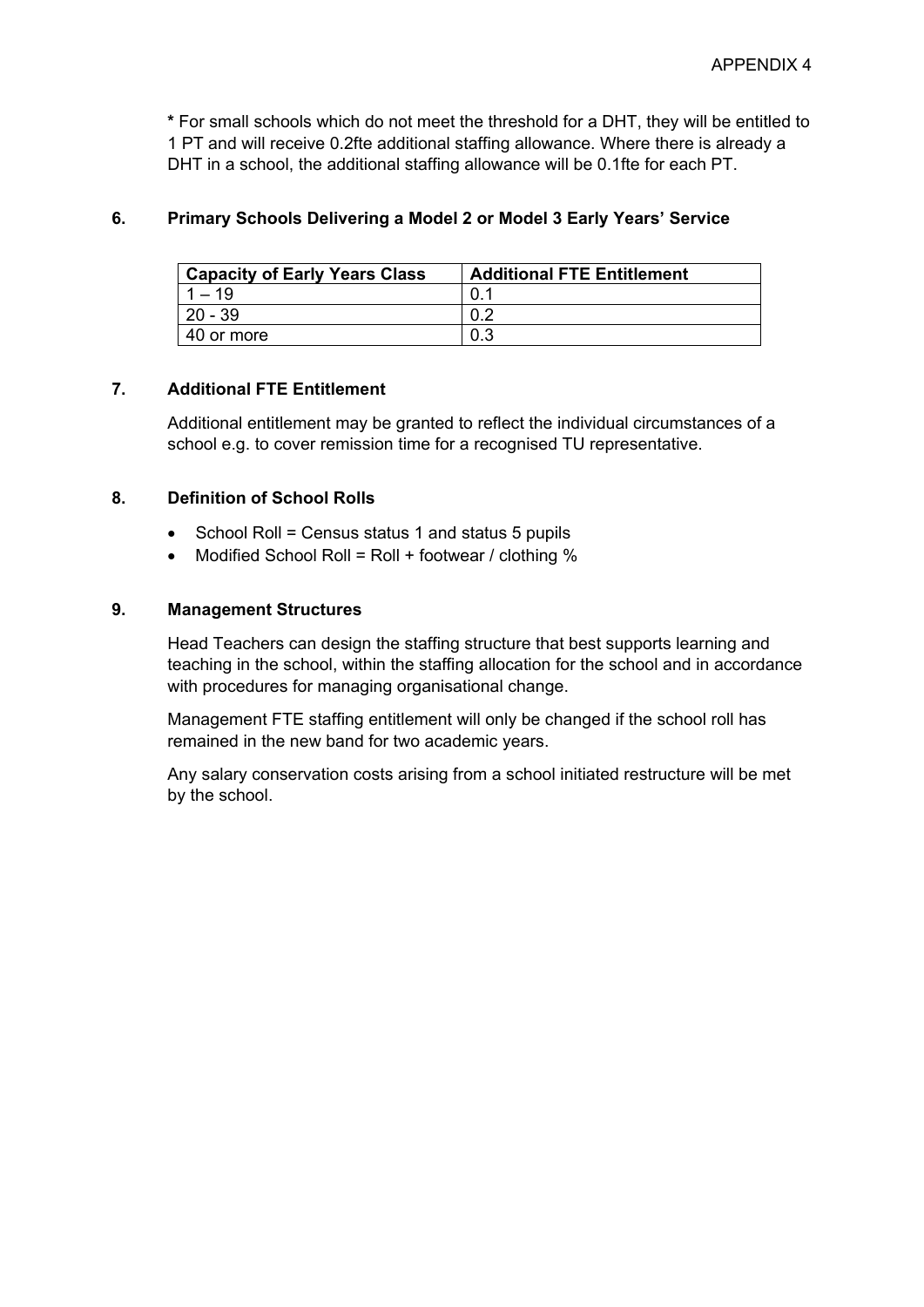**\*** For small schools which do not meet the threshold for a DHT, they will be entitled to 1 PT and will receive 0.2fte additional staffing allowance. Where there is already a DHT in a school, the additional staffing allowance will be 0.1fte for each PT.

## 6. Primary Schools Delivering a Model 2 or Model 3 Early Years' Service

| Capacity of Early Years Class | Additional FTE Entitlement |
|---|---|
| 1 – 19 | 0.1 |
| 20 - 39 | 0.2 |
| 40 or more | 0.3 |

## 7. Additional FTE Entitlement

Additional entitlement may be granted to reflect the individual circumstances of a school e.g. to cover remission time for a recognised TU representative.

## 8. Definition of School Rolls

- School Roll = Census status 1 and status 5 pupils
- Modified School Roll = Roll + footwear / clothing %

## 9. Management Structures

Head Teachers can design the staffing structure that best supports learning and teaching in the school, within the staffing allocation for the school and in accordance with procedures for managing organisational change.

Management FTE staffing entitlement will only be changed if the school roll has remained in the new band for two academic years.

Any salary conservation costs arising from a school initiated restructure will be met by the school.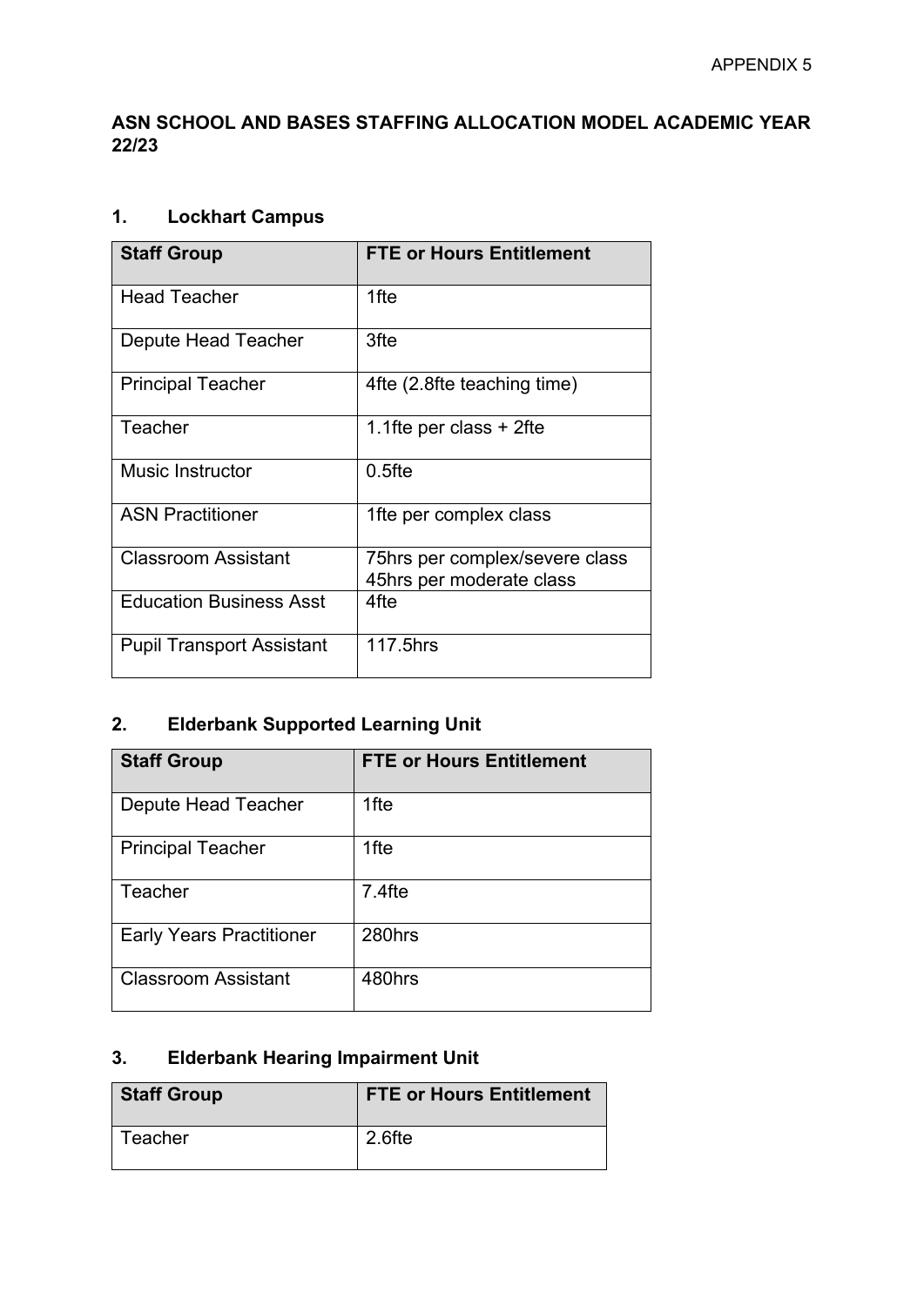APPENDIX 5

# ASN SCHOOL AND BASES STAFFING ALLOCATION MODEL ACADEMIC YEAR 22/23

## 1. Lockhart Campus

| Staff Group | FTE or Hours Entitlement |
|---|---|
| Head Teacher | 1fte |
| Depute Head Teacher | 3fte |
| Principal Teacher | 4fte (2.8fte teaching time) |
| Teacher | 1.1fte per class + 2fte |
| Music Instructor | 0.5fte |
| ASN Practitioner | 1fte per complex class |
| Classroom Assistant | 75hrs per complex/severe class<br>45hrs per moderate class |
| Education Business Asst | 4fte |
| Pupil Transport Assistant | 117.5hrs |

## 2. Elderbank Supported Learning Unit

| Staff Group | FTE or Hours Entitlement |
|---|---|
| Depute Head Teacher | 1fte |
| Principal Teacher | 1fte |
| Teacher | 7.4fte |
| Early Years Practitioner | 280hrs |
| Classroom Assistant | 480hrs |

## 3. Elderbank Hearing Impairment Unit

| Staff Group | FTE or Hours Entitlement |
|---|---|
| Teacher | 2.6fte |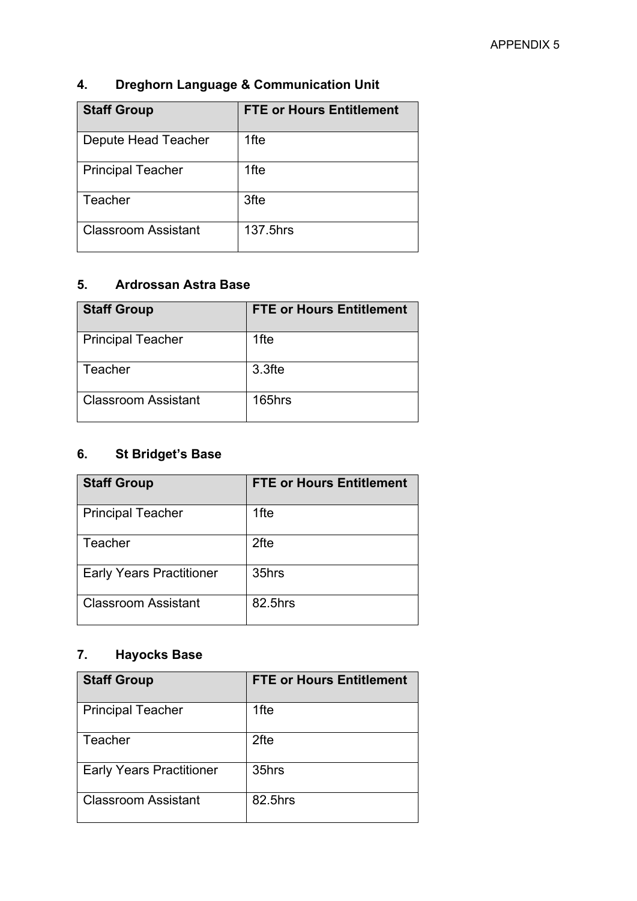APPENDIX 5

## 4. Dreghorn Language & Communication Unit

| Staff Group | FTE or Hours Entitlement |
|---|---|
| Depute Head Teacher | 1fte |
| Principal Teacher | 1fte |
| Teacher | 3fte |
| Classroom Assistant | 137.5hrs |

## 5. Ardrossan Astra Base

| Staff Group | FTE or Hours Entitlement |
|---|---|
| Principal Teacher | 1fte |
| Teacher | 3.3fte |
| Classroom Assistant | 165hrs |

## 6. St Bridget's Base

| Staff Group | FTE or Hours Entitlement |
|---|---|
| Principal Teacher | 1fte |
| Teacher | 2fte |
| Early Years Practitioner | 35hrs |
| Classroom Assistant | 82.5hrs |

## 7. Hayocks Base

| Staff Group | FTE or Hours Entitlement |
|---|---|
| Principal Teacher | 1fte |
| Teacher | 2fte |
| Early Years Practitioner | 35hrs |
| Classroom Assistant | 82.5hrs |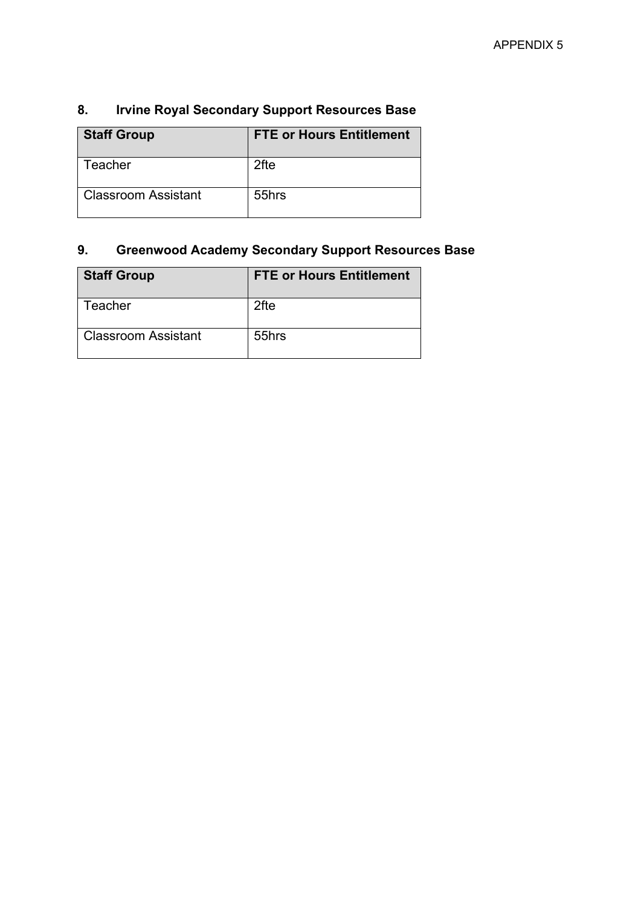APPENDIX 5

## 8. Irvine Royal Secondary Support Resources Base

| Staff Group | FTE or Hours Entitlement |
| --- | --- |
| Teacher | 2fte |
| Classroom Assistant | 55hrs |

## 9. Greenwood Academy Secondary Support Resources Base

| Staff Group | FTE or Hours Entitlement |
| --- | --- |
| Teacher | 2fte |
| Classroom Assistant | 55hrs |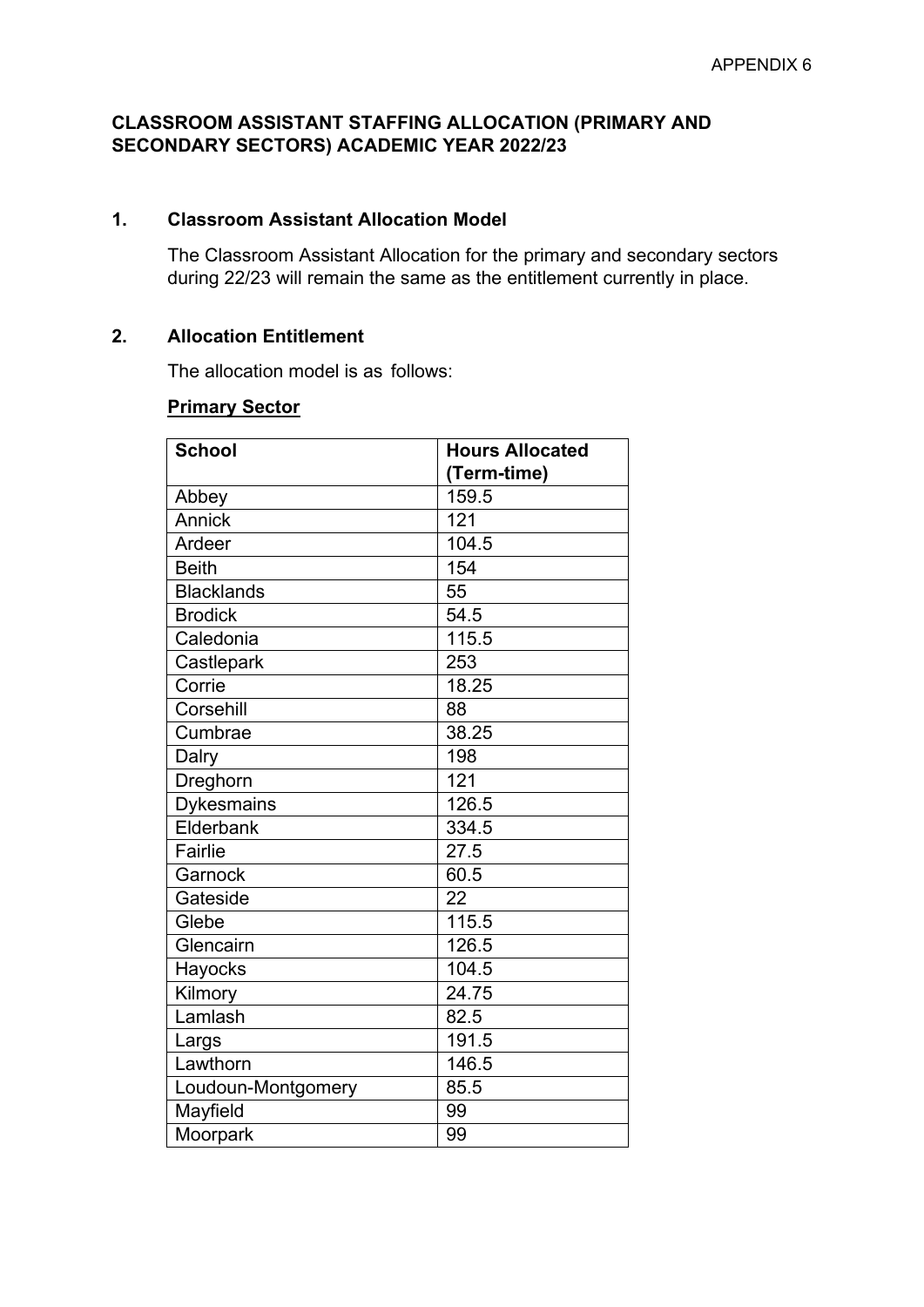APPENDIX 6

# CLASSROOM ASSISTANT STAFFING ALLOCATION (PRIMARY AND SECONDARY SECTORS) ACADEMIC YEAR 2022/23

## 1. Classroom Assistant Allocation Model

The Classroom Assistant Allocation for the primary and secondary sectors during 22/23 will remain the same as the entitlement currently in place.

## 2. Allocation Entitlement

The allocation model is as follows:

**Primary Sector**

| School | Hours Allocated (Term-time) |
|---|---|
| Abbey | 159.5 |
| Annick | 121 |
| Ardeer | 104.5 |
| Beith | 154 |
| Blacklands | 55 |
| Brodick | 54.5 |
| Caledonia | 115.5 |
| Castlepark | 253 |
| Corrie | 18.25 |
| Corsehill | 88 |
| Cumbrae | 38.25 |
| Dalry | 198 |
| Dreghorn | 121 |
| Dykesmains | 126.5 |
| Elderbank | 334.5 |
| Fairlie | 27.5 |
| Garnock | 60.5 |
| Gateside | 22 |
| Glebe | 115.5 |
| Glencairn | 126.5 |
| Hayocks | 104.5 |
| Kilmory | 24.75 |
| Lamlash | 82.5 |
| Largs | 191.5 |
| Lawthorn | 146.5 |
| Loudoun-Montgomery | 85.5 |
| Mayfield | 99 |
| Moorpark | 99 |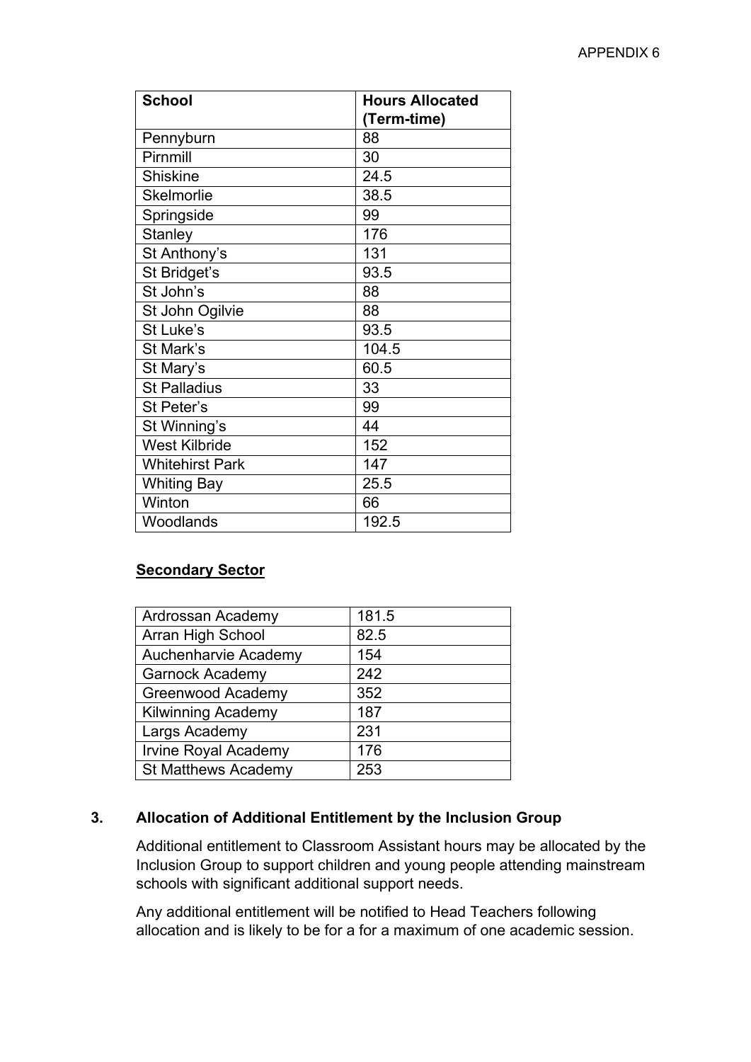APPENDIX 6

| School | Hours Allocated (Term-time) |
|---|---|
| Pennyburn | 88 |
| Pirnmill | 30 |
| Shiskine | 24.5 |
| Skelmorlie | 38.5 |
| Springside | 99 |
| Stanley | 176 |
| St Anthony's | 131 |
| St Bridget's | 93.5 |
| St John's | 88 |
| St John Ogilvie | 88 |
| St Luke's | 93.5 |
| St Mark's | 104.5 |
| St Mary's | 60.5 |
| St Palladius | 33 |
| St Peter's | 99 |
| St Winning's | 44 |
| West Kilbride | 152 |
| Whitehirst Park | 147 |
| Whiting Bay | 25.5 |
| Winton | 66 |
| Woodlands | 192.5 |

**Secondary Sector**

| | |
|---|---|
| Ardrossan Academy | 181.5 |
| Arran High School | 82.5 |
| Auchenharvie Academy | 154 |
| Garnock Academy | 242 |
| Greenwood Academy | 352 |
| Kilwinning Academy | 187 |
| Largs Academy | 231 |
| Irvine Royal Academy | 176 |
| St Matthews Academy | 253 |

## 3. Allocation of Additional Entitlement by the Inclusion Group

Additional entitlement to Classroom Assistant hours may be allocated by the Inclusion Group to support children and young people attending mainstream schools with significant additional support needs.

Any additional entitlement will be notified to Head Teachers following allocation and is likely to be for a for a maximum of one academic session.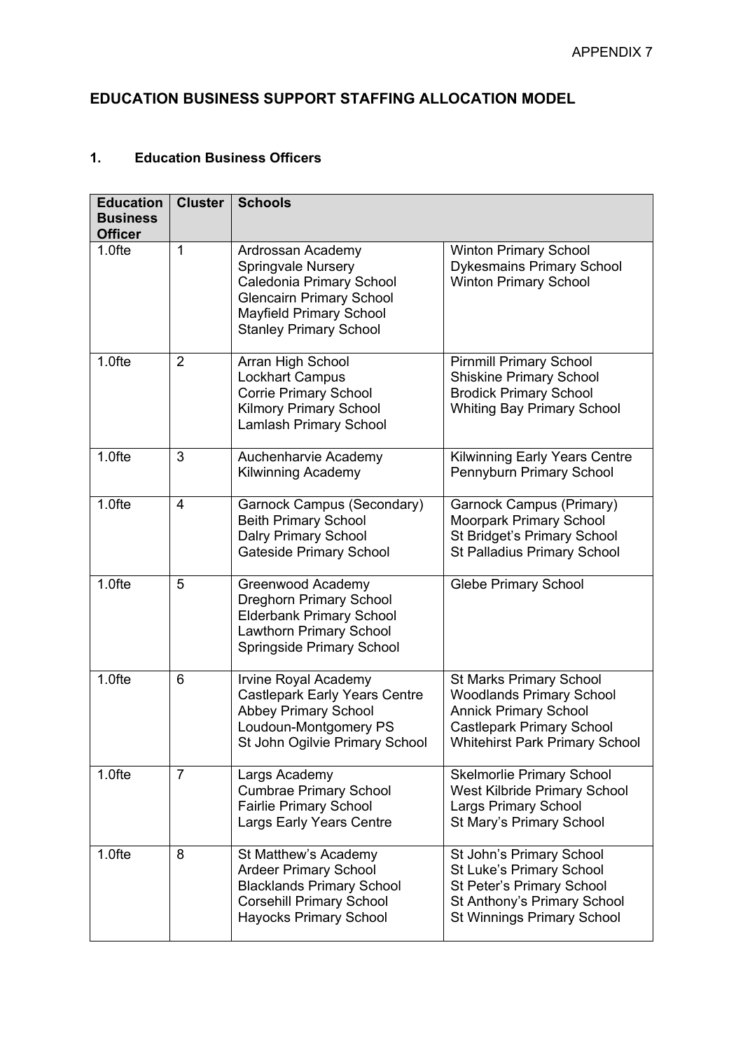APPENDIX 7

# EDUCATION BUSINESS SUPPORT STAFFING ALLOCATION MODEL

## 1. Education Business Officers

| Education Business Officer | Cluster | Schools | |
|---|---|---|---|
| 1.0fte | 1 | Ardrossan Academy<br>Springvale Nursery<br>Caledonia Primary School<br>Glencairn Primary School<br>Mayfield Primary School<br>Stanley Primary School | Winton Primary School<br>Dykesmains Primary School<br>Winton Primary School |
| 1.0fte | 2 | Arran High School<br>Lockhart Campus<br>Corrie Primary School<br>Kilmory Primary School<br>Lamlash Primary School | Pirnmill Primary School<br>Shiskine Primary School<br>Brodick Primary School<br>Whiting Bay Primary School |
| 1.0fte | 3 | Auchenharvie Academy<br>Kilwinning Academy | Kilwinning Early Years Centre<br>Pennyburn Primary School |
| 1.0fte | 4 | Garnock Campus (Secondary)<br>Beith Primary School<br>Dalry Primary School<br>Gateside Primary School | Garnock Campus (Primary)<br>Moorpark Primary School<br>St Bridget's Primary School<br>St Palladius Primary School |
| 1.0fte | 5 | Greenwood Academy<br>Dreghorn Primary School<br>Elderbank Primary School<br>Lawthorn Primary School<br>Springside Primary School | Glebe Primary School |
| 1.0fte | 6 | Irvine Royal Academy<br>Castlepark Early Years Centre<br>Abbey Primary School<br>Loudoun-Montgomery PS<br>St John Ogilvie Primary School | St Marks Primary School<br>Woodlands Primary School<br>Annick Primary School<br>Castlepark Primary School<br>Whitehirst Park Primary School |
| 1.0fte | 7 | Largs Academy<br>Cumbrae Primary School<br>Fairlie Primary School<br>Largs Early Years Centre | Skelmorlie Primary School<br>West Kilbride Primary School<br>Largs Primary School<br>St Mary's Primary School |
| 1.0fte | 8 | St Matthew's Academy<br>Ardeer Primary School<br>Blacklands Primary School<br>Corsehill Primary School<br>Hayocks Primary School | St John's Primary School<br>St Luke's Primary School<br>St Peter's Primary School<br>St Anthony's Primary School<br>St Winnings Primary School |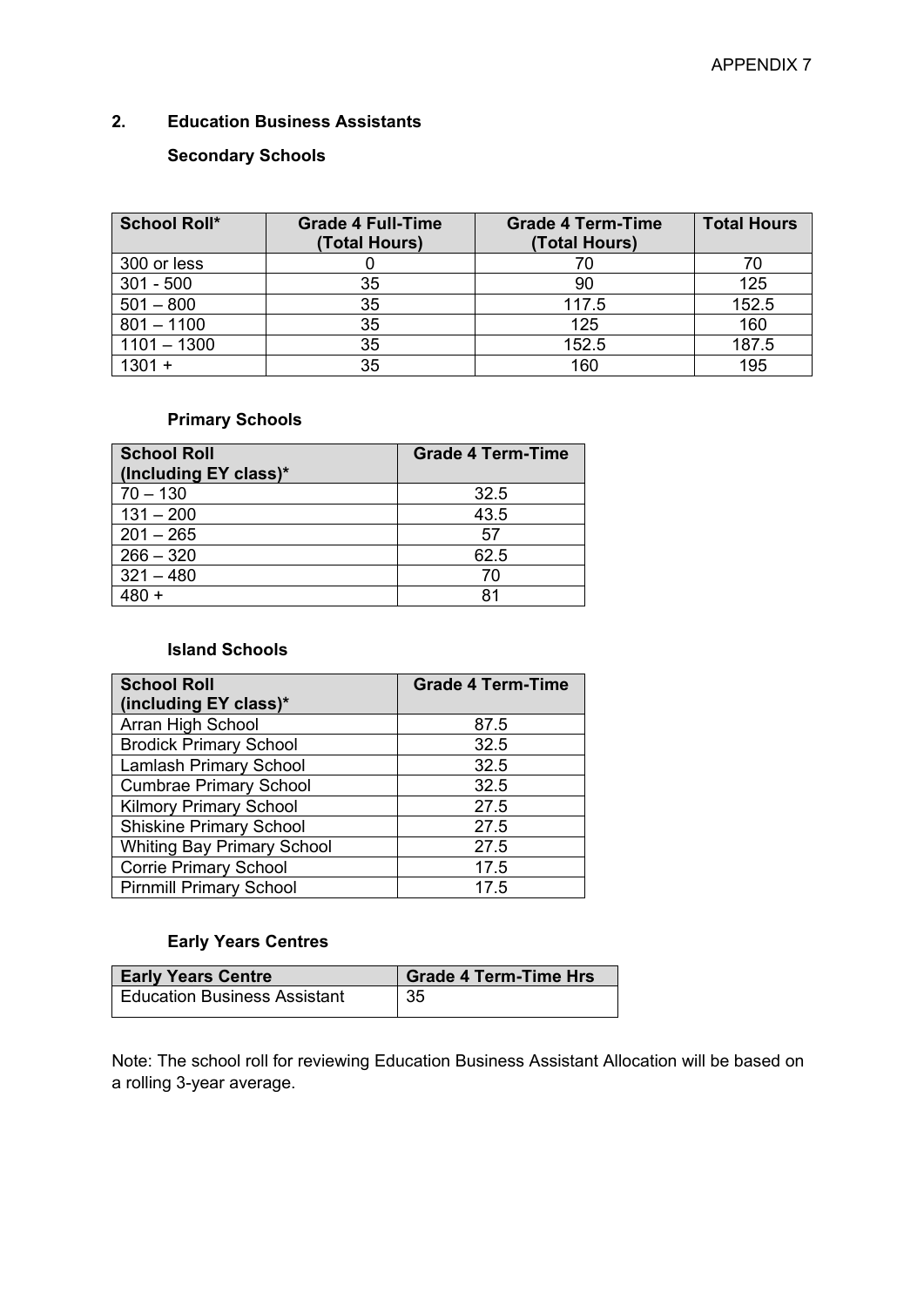APPENDIX 7

## 2. Education Business Assistants

### Secondary Schools

| School Roll* | Grade 4 Full-Time (Total Hours) | Grade 4 Term-Time (Total Hours) | Total Hours |
|---|---|---|---|
| 300 or less | 0 | 70 | 70 |
| 301 - 500 | 35 | 90 | 125 |
| 501 – 800 | 35 | 117.5 | 152.5 |
| 801 – 1100 | 35 | 125 | 160 |
| 1101 – 1300 | 35 | 152.5 | 187.5 |
| 1301 + | 35 | 160 | 195 |

### Primary Schools

| School Roll (Including EY class)* | Grade 4 Term-Time |
|---|---|
| 70 – 130 | 32.5 |
| 131 – 200 | 43.5 |
| 201 – 265 | 57 |
| 266 – 320 | 62.5 |
| 321 – 480 | 70 |
| 480 + | 81 |

### Island Schools

| School Roll (including EY class)* | Grade 4 Term-Time |
|---|---|
| Arran High School | 87.5 |
| Brodick Primary School | 32.5 |
| Lamlash Primary School | 32.5 |
| Cumbrae Primary School | 32.5 |
| Kilmory Primary School | 27.5 |
| Shiskine Primary School | 27.5 |
| Whiting Bay Primary School | 27.5 |
| Corrie Primary School | 17.5 |
| Pirnmill Primary School | 17.5 |

### Early Years Centres

| Early Years Centre | Grade 4 Term-Time Hrs |
|---|---|
| Education Business Assistant | 35 |

Note: The school roll for reviewing Education Business Assistant Allocation will be based on a rolling 3-year average.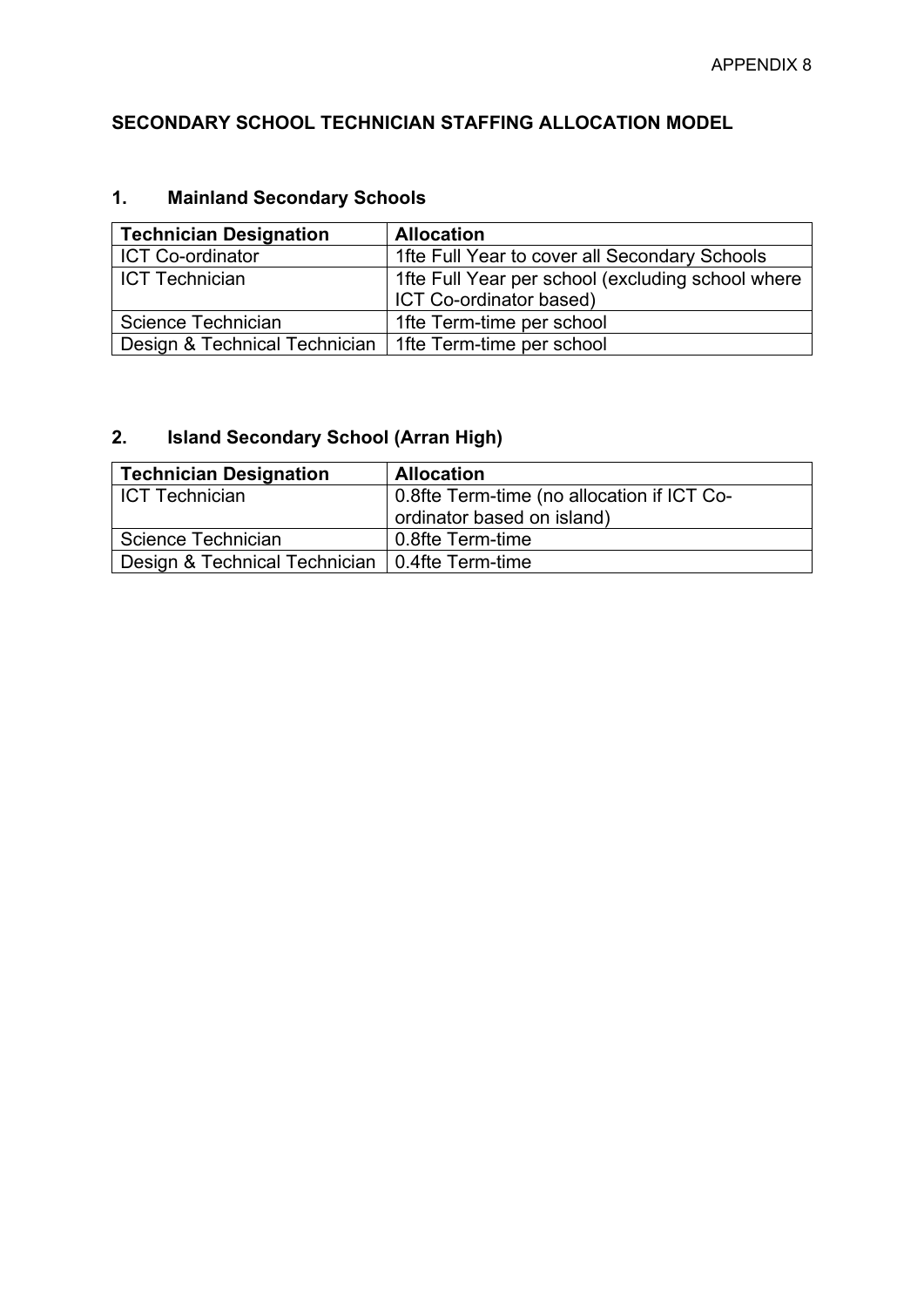APPENDIX 8

## SECONDARY SCHOOL TECHNICIAN STAFFING ALLOCATION MODEL

### 1. Mainland Secondary Schools

| Technician Designation | Allocation |
|---|---|
| ICT Co-ordinator | 1fte Full Year to cover all Secondary Schools |
| ICT Technician | 1fte Full Year per school (excluding school where ICT Co-ordinator based) |
| Science Technician | 1fte Term-time per school |
| Design & Technical Technician | 1fte Term-time per school |

### 2. Island Secondary School (Arran High)

| Technician Designation | Allocation |
|---|---|
| ICT Technician | 0.8fte Term-time (no allocation if ICT Co-ordinator based on island) |
| Science Technician | 0.8fte Term-time |
| Design & Technical Technician | 0.4fte Term-time |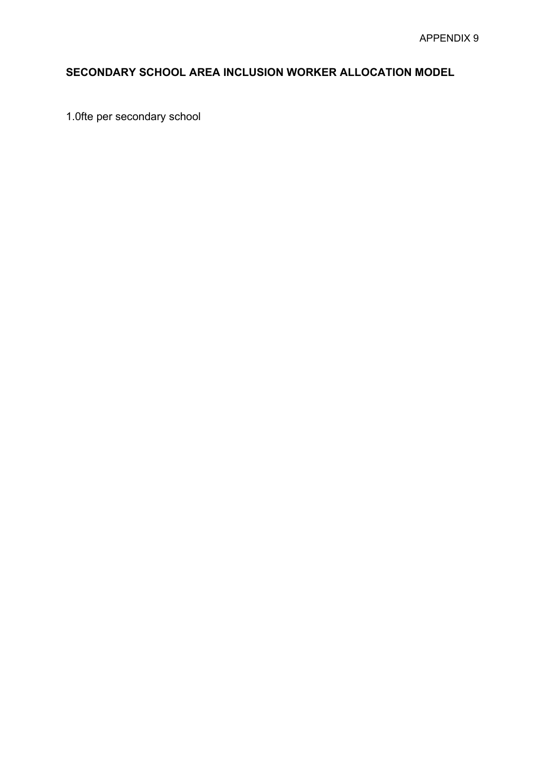APPENDIX 9

## SECONDARY SCHOOL AREA INCLUSION WORKER ALLOCATION MODEL

1.0fte per secondary school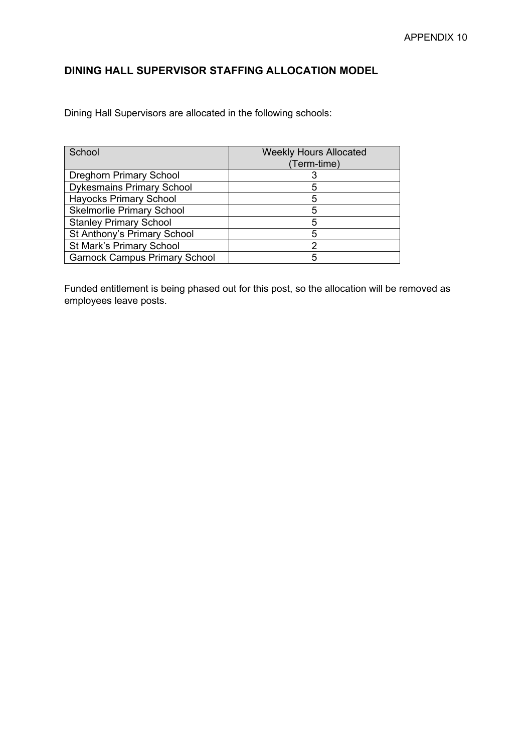APPENDIX 10

## DINING HALL SUPERVISOR STAFFING ALLOCATION MODEL

Dining Hall Supervisors are allocated in the following schools:

| School | Weekly Hours Allocated (Term-time) |
|---|---|
| Dreghorn Primary School | 3 |
| Dykesmains Primary School | 5 |
| Hayocks Primary School | 5 |
| Skelmorlie Primary School | 5 |
| Stanley Primary School | 5 |
| St Anthony's Primary School | 5 |
| St Mark's Primary School | 2 |
| Garnock Campus Primary School | 5 |

Funded entitlement is being phased out for this post, so the allocation will be removed as employees leave posts.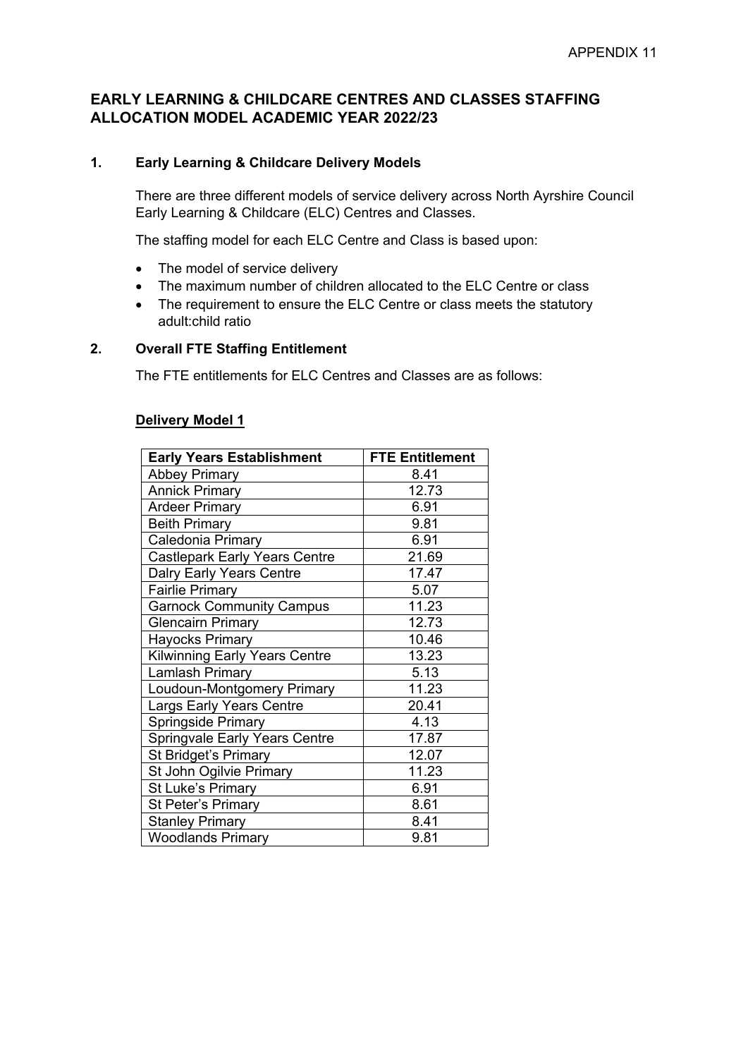APPENDIX 11

# EARLY LEARNING & CHILDCARE CENTRES AND CLASSES STAFFING ALLOCATION MODEL ACADEMIC YEAR 2022/23

## 1. Early Learning & Childcare Delivery Models

There are three different models of service delivery across North Ayrshire Council Early Learning & Childcare (ELC) Centres and Classes.

The staffing model for each ELC Centre and Class is based upon:

- The model of service delivery
- The maximum number of children allocated to the ELC Centre or class
- The requirement to ensure the ELC Centre or class meets the statutory adult:child ratio

## 2. Overall FTE Staffing Entitlement

The FTE entitlements for ELC Centres and Classes are as follows:

**Delivery Model 1**

| Early Years Establishment | FTE Entitlement |
|---|---|
| Abbey Primary | 8.41 |
| Annick Primary | 12.73 |
| Ardeer Primary | 6.91 |
| Beith Primary | 9.81 |
| Caledonia Primary | 6.91 |
| Castlepark Early Years Centre | 21.69 |
| Dalry Early Years Centre | 17.47 |
| Fairlie Primary | 5.07 |
| Garnock Community Campus | 11.23 |
| Glencairn Primary | 12.73 |
| Hayocks Primary | 10.46 |
| Kilwinning Early Years Centre | 13.23 |
| Lamlash Primary | 5.13 |
| Loudoun-Montgomery Primary | 11.23 |
| Largs Early Years Centre | 20.41 |
| Springside Primary | 4.13 |
| Springvale Early Years Centre | 17.87 |
| St Bridget's Primary | 12.07 |
| St John Ogilvie Primary | 11.23 |
| St Luke's Primary | 6.91 |
| St Peter's Primary | 8.61 |
| Stanley Primary | 8.41 |
| Woodlands Primary | 9.81 |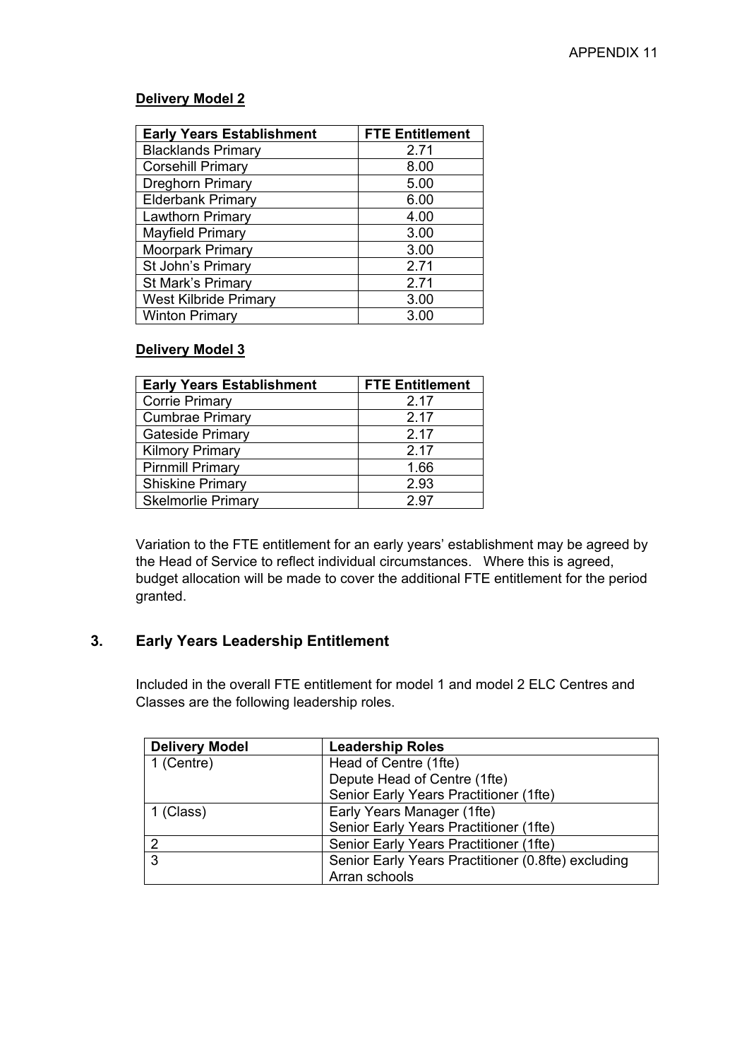APPENDIX 11

**Delivery Model 2**

| Early Years Establishment | FTE Entitlement |
| --- | --- |
| Blacklands Primary | 2.71 |
| Corsehill Primary | 8.00 |
| Dreghorn Primary | 5.00 |
| Elderbank Primary | 6.00 |
| Lawthorn Primary | 4.00 |
| Mayfield Primary | 3.00 |
| Moorpark Primary | 3.00 |
| St John's Primary | 2.71 |
| St Mark's Primary | 2.71 |
| West Kilbride Primary | 3.00 |
| Winton Primary | 3.00 |

**Delivery Model 3**

| Early Years Establishment | FTE Entitlement |
| --- | --- |
| Corrie Primary | 2.17 |
| Cumbrae Primary | 2.17 |
| Gateside Primary | 2.17 |
| Kilmory Primary | 2.17 |
| Pirnmill Primary | 1.66 |
| Shiskine Primary | 2.93 |
| Skelmorlie Primary | 2.97 |

Variation to the FTE entitlement for an early years' establishment may be agreed by the Head of Service to reflect individual circumstances. Where this is agreed, budget allocation will be made to cover the additional FTE entitlement for the period granted.

## 3. Early Years Leadership Entitlement

Included in the overall FTE entitlement for model 1 and model 2 ELC Centres and Classes are the following leadership roles.

| Delivery Model | Leadership Roles |
| --- | --- |
| 1 (Centre) | Head of Centre (1fte)<br>Depute Head of Centre (1fte)<br>Senior Early Years Practitioner (1fte) |
| 1 (Class) | Early Years Manager (1fte)<br>Senior Early Years Practitioner (1fte) |
| 2 | Senior Early Years Practitioner (1fte) |
| 3 | Senior Early Years Practitioner (0.8fte) excluding Arran schools |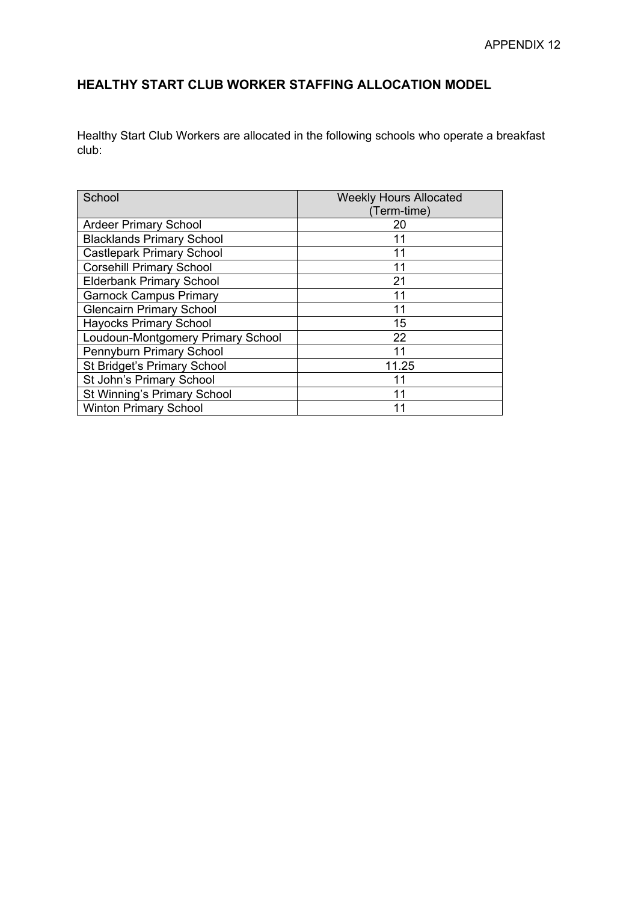APPENDIX 12

## HEALTHY START CLUB WORKER STAFFING ALLOCATION MODEL

Healthy Start Club Workers are allocated in the following schools who operate a breakfast club:

| School | Weekly Hours Allocated (Term-time) |
|---|---|
| Ardeer Primary School | 20 |
| Blacklands Primary School | 11 |
| Castlepark Primary School | 11 |
| Corsehill Primary School | 11 |
| Elderbank Primary School | 21 |
| Garnock Campus Primary | 11 |
| Glencairn Primary School | 11 |
| Hayocks Primary School | 15 |
| Loudoun-Montgomery Primary School | 22 |
| Pennyburn Primary School | 11 |
| St Bridget's Primary School | 11.25 |
| St John's Primary School | 11 |
| St Winning's Primary School | 11 |
| Winton Primary School | 11 |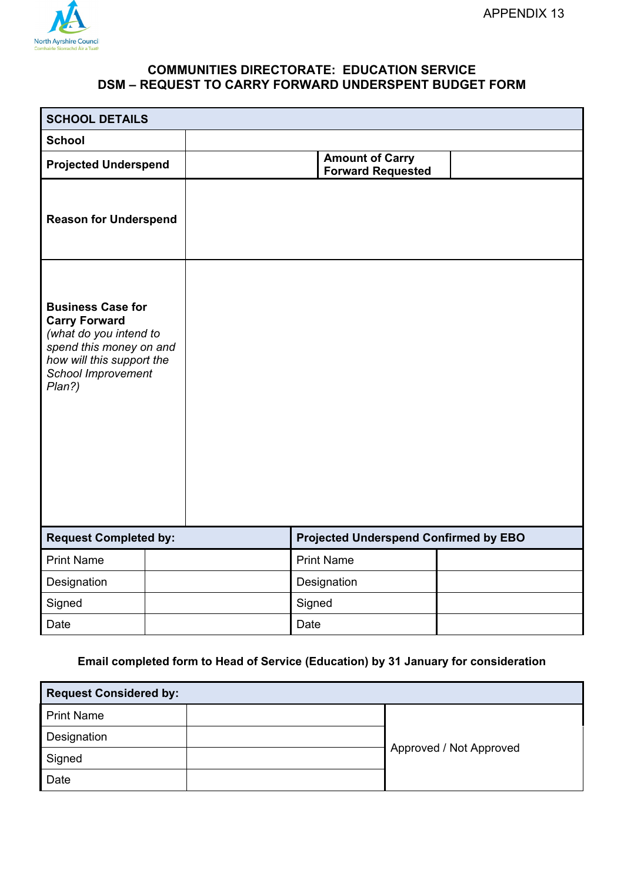APPENDIX 13

## COMMUNITIES DIRECTORATE: EDUCATION SERVICE
## DSM – REQUEST TO CARRY FORWARD UNDERSPENT BUDGET FORM

| **SCHOOL DETAILS** | | | |
|---|---|---|---|
| **School** | | | |
| **Projected Underspend** | | **Amount of Carry Forward Requested** | |
| **Reason for Underspend** | | | |
| **Business Case for Carry Forward** *(what do you intend to spend this money on and how will this support the School Improvement Plan?)* | | | |

| **Request Completed by:** | | **Projected Underspend Confirmed by EBO** | |
|---|---|---|---|
| Print Name | | Print Name | |
| Designation | | Designation | |
| Signed | | Signed | |
| Date | | Date | |

**Email completed form to Head of Service (Education) by 31 January for consideration**

| **Request Considered by:** | | |
|---|---|---|
| Print Name | | Approved / Not Approved |
| Designation | | |
| Signed | | |
| Date | | |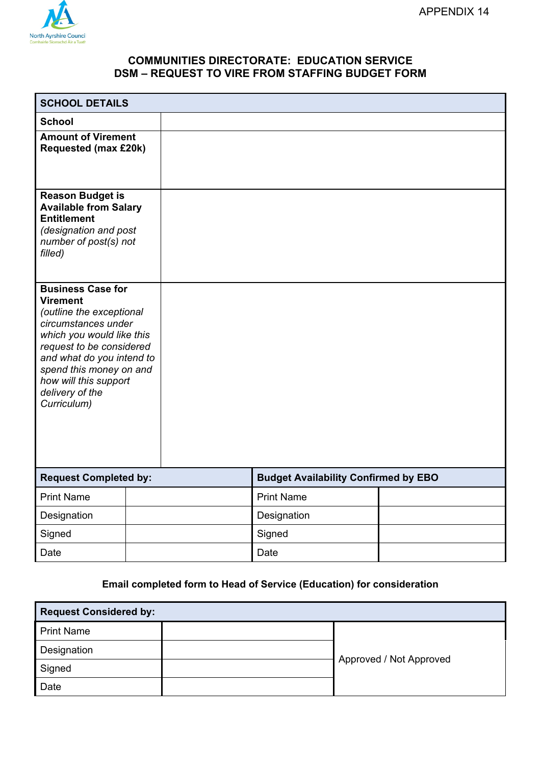APPENDIX 14

## COMMUNITIES DIRECTORATE: EDUCATION SERVICE
## DSM – REQUEST TO VIRE FROM STAFFING BUDGET FORM

| **SCHOOL DETAILS** | |
|---|---|
| **School** | |
| **Amount of Virement Requested (max £20k)** | |
| **Reason Budget is Available from Salary Entitlement** *(designation and post number of post(s) not filled)* | |
| **Business Case for Virement** *(outline the exceptional circumstances under which you would like this request to be considered and what do you intend to spend this money on and how will this support delivery of the Curriculum)* | |

| **Request Completed by:** | | **Budget Availability Confirmed by EBO** | |
|---|---|---|---|
| Print Name | | Print Name | |
| Designation | | Designation | |
| Signed | | Signed | |
| Date | | Date | |

**Email completed form to Head of Service (Education) for consideration**

| **Request Considered by:** | | |
|---|---|---|
| Print Name | | Approved / Not Approved |
| Designation | | |
| Signed | | |
| Date | | |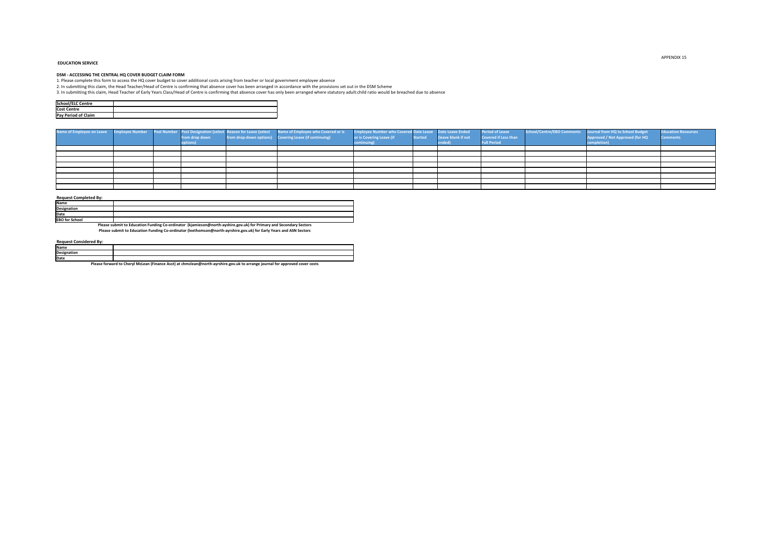APPENDIX 15

**EDUCATION SERVICE**

**DSM - ACCESSING THE CENTRAL HQ COVER BUDGET CLAIM FORM**

1. Please complete this form to access the HQ cover budget to cover additional costs arising from teacher or local government employee absence
2. In submitting this claim, the Head Teacher/Head of Centre is confirming that absence cover has been arranged in accordance with the provisions set out in the DSM Scheme
3. In submitting this claim, Head Teacher of Early Years Class/Head of Centre is confirming that absence cover has only been arranged where statutory adult:child ratio would be breached due to absence

| | |
|---|---|
| **School/ELC Centre** | |
| **Cost Centre** | |
| **Pay Period of Claim** | |

| Name of Employee on Leave | Employee Number | Post Number | Post Designation (select from drop down options) | Reason for Leave (select from drop-down options) | Name of Employee who Covered or is Covering Leave (if continuing) | Employee Number who Covered or is Covering Leave (if continuing) | Date Leave Started | Date Leave Ended (leave blank if not ended) | Period of Leave Covered if Less than Full Period | School/Centre/EBO Comments | Journal from HQ to School Budget Approved / Not Approved (for HQ completion) | Education Resources Comments |
|---|---|---|---|---|---|---|---|---|---|---|---|---|
| | | | | | | | | | | | | |
| | | | | | | | | | | | | |
| | | | | | | | | | | | | |
| | | | | | | | | | | | | |
| | | | | | | | | | | | | |
| | | | | | | | | | | | | |
| | | | | | | | | | | | | |
| | | | | | | | | | | | | |

**Request Completed By:**

| | |
|---|---|
| **Name** | |
| **Designation** | |
| **Date** | |
| **EBO for School** | |

**Please submit to Education Funding Co-ordinator (kjamieson@north-ayshire.gov.uk) for Primary and Secondary Sectors**

**Please submit to Education Funding Co-ordinator (leethomson@north-ayrshire.gov.uk) for Early Years and ASN Sectors**

**Request Considered By:**

| | |
|---|---|
| **Name** | |
| **Designation** | |
| **Date** | |

**Please forward to Cheryl McLean (Finance Asst) at chmclean@north-ayrshire.gov.uk to arrange journal for approved cover costs**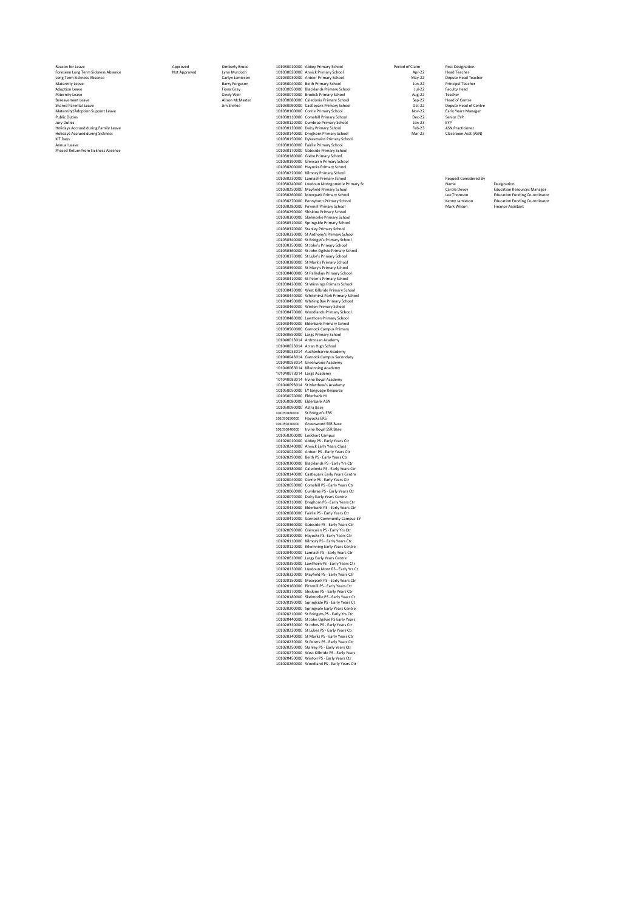| Reason for Leave | Approved | | Cost Centre | Period of Claim | Post Designation |
|---|---|---|---|---|---|
| Foreseen Long Term Sickness Absence | Not Approved | Kimberly Bruce | 101030010000 Abbey Primary School | Apr-22 | Head Teacher |
| Long Term Sickness Absence | | Lynn Murdoch | 101030020000 Annick Primary School | May-22 | Depute Head Teacher |
| Maternity Leave | | Carlyn Jamieson | 101030030000 Ardeer Primary School | Jun-22 | Principal Teacher |
| Adoption Leave | | Barry Ferguson | 101030040000 Beith Primary School | Jul-22 | Faculty Head |
| Paternity Leave | | Fiona Gray | 101030050000 Blacklands Primary School | Aug-22 | Teacher |
| Bereavement Leave | | Cindy Weir | 101030070000 Brodick Primary School | Sep-22 | Head of Centre |
| Shared Parental Leave | | Alison McMaster | 101030080000 Caledonia Primary School | Oct-22 | Depute Head of Centre |
| Maternity/Adoption Support Leave | | Jim Shirkie | 101030090000 Castlepark Primary School | Nov-22 | Early Years Manager |
| Public Duties | | | 101030100000 Corrie Primary School | Dec-22 | Senior EYP |
| Jury Duties | | | 101030110000 Corsehill Primary School | Jan-23 | EYP |
| Holidays Accrued during Family Leave | | | 101030120000 Cumbrae Primary School | Feb-23 | ASN Practitioner |
| Holidays Accrued during Sickness | | | 101030130000 Dalry Primary School | Mar-23 | Classroom Asst (ASN) |
| KIT Days | | | 101030140000 Dreghorn Primary School | | |
| Annual Leave | | | 101030150000 Dykesmains Primary School | | |
| Phased Return from Sickness Absence | | | 101030160000 Fairlie Primary School | | |

101030170000 Gateside Primary School
101030180000 Glebe Primary School
101030190000 Glencairn Primary School
101030200000 Hayocks Primary School
101030220000 Kilmory Primary School
101030230000 Lamlash Primary School
101030240000 Loudoun Montgomerie Primary Sc
101030250000 Mayfield Primary School
101030260000 Moorpark Primary School
101030270000 Pennyburn Primary School
101030280000 Pirnmill Primary School
101030290000 Shiskine Primary School
101030300000 Skelmorlie Primary School
101030310000 Springside Primary School
101030320000 Stanley Primary School
101030330000 St Anthony's Primary School
101030340000 St Bridget's Primary School
101030350000 St John's Primary School
101030360000 St John Ogilvie Primary School
101030370000 St Luke's Primary School
101030380000 St Mark's Primary School
101030390000 St Mary's Primary School
101030400000 St Palladius Primary School
101030410000 St Peter's Primary School
101030420000 St Winnings Primary School
101030430000 West Kilbride Primary School
101030440000 Whitehirst Park Primary School
101030450000 Whiting Bay Primary School
101030460000 Winton Primary School
101030470000 Woodlands Primary School
101030480000 Lawthorn Primary School
101030490000 Elderbank Primary School
101030500000 Garnock Campus Primary
101030650000 Largs Primary School
101040013014 Ardrossan Academy
101040023014 Arran High School
101040033014 Auchenharvie Academy
101040043014 Garnock Campus Secondary
101040053014 Greenwood Academy
101040063014 Kilwinning Academy
101040073014 Largs Academy
101040083014 Irvine Royal Academy
101040093014 St Matthew's Academy
101050050000 EY language Resource
101050070000 Elderbank HI
101050080000 Elderbank ASN
101050090000 Astra Base
101050180000 St Bridget's ERS
101050190000 Hayocks ERS
101050230000 Greenwood SSR Base
101050240000 Irvine Royal SSR Base
101050200000 Lockhart Campus
101020010000 Abbey PS - Early Years Ctr
101020240000 Annick Early Years Class
101020020000 Ardeer PS - Early Years Ctr
101020290000 Beith PS - Early Years Ctr
101020300000 Blacklands PS - Early Yrs Ctr
101020380000 Caledonia PS - Early Years Ctr
101020140000 Castlepark Early Years Centre
101020040000 Corrie PS - Early Years Ctr
101020050000 Corsehill PS - Early Years Ctr
101020060000 Cumbrae PS - Early Years Ctr
101020070000 Dalry Early Years Centre
101020310000 Dreghorn PS - Early Years Ctr
101020430000 Elderbank PS - Early Years Ctr
101020080000 Fairlie PS - Early Years Ctr
101020410000 Garnock Community Campus-EY
101020360000 Gateside PS - Early Years Ctr
101020090000 Glencairn PS - Early Yrs Ctr
101020100000 Hayocks PS -Early Years Ctr
101020110000 Kilmory PS - Early Years Ctr
101020120000 Kilwinning Early Years Centre
101020400000 Lamlash PS - Early Years Ctr
101020610000 Largs Early Years Centre
101020350000 Lawthorn PS - Early Years Ctr
101020130000 Loudoun Mont PS - Early Yrs Ct
101020320000 Mayfield PS - Early Years Ctr
101020150000 Moorpark PS - Early Years Ctr
101020160000 Pirnmill PS - Early Years Ctr
101020170000 Shiskine PS - Early Years Ctr
101020180000 Skelmorlie PS - Early Years Ct
101020190000 Springside PS - Early Years Ct
101020200000 Springvale Early Years Centre
101020210000 St Bridgets PS - Early Yrs Ctr
101020440000 St John Ogilvie PS Early Years
101020330000 St Johns PS - Early Years Ctr
101020220000 St Lukes PS - Early Years Ctr
101020340000 St Marks PS - Early Years Ctr
101020230000 St Peters PS - Early Years Ctr
101020250000 Stanley PS - Early Years Ctr
101020270000 West Kilbride PS - Early Years
101020450000 Winton PS - Early Years Ctr
101020260000 Woodland PS - Early Years Ctr

**Request Considered By**

| Name | Designation |
|---|---|
| Carole Devoy | Education Resources Manager |
| Lee Thomson | Education Funding Co-ordinator |
| Kenny Jamieson | Education Funding Co-ordinator |
| Mark Wilson | Finance Assistant |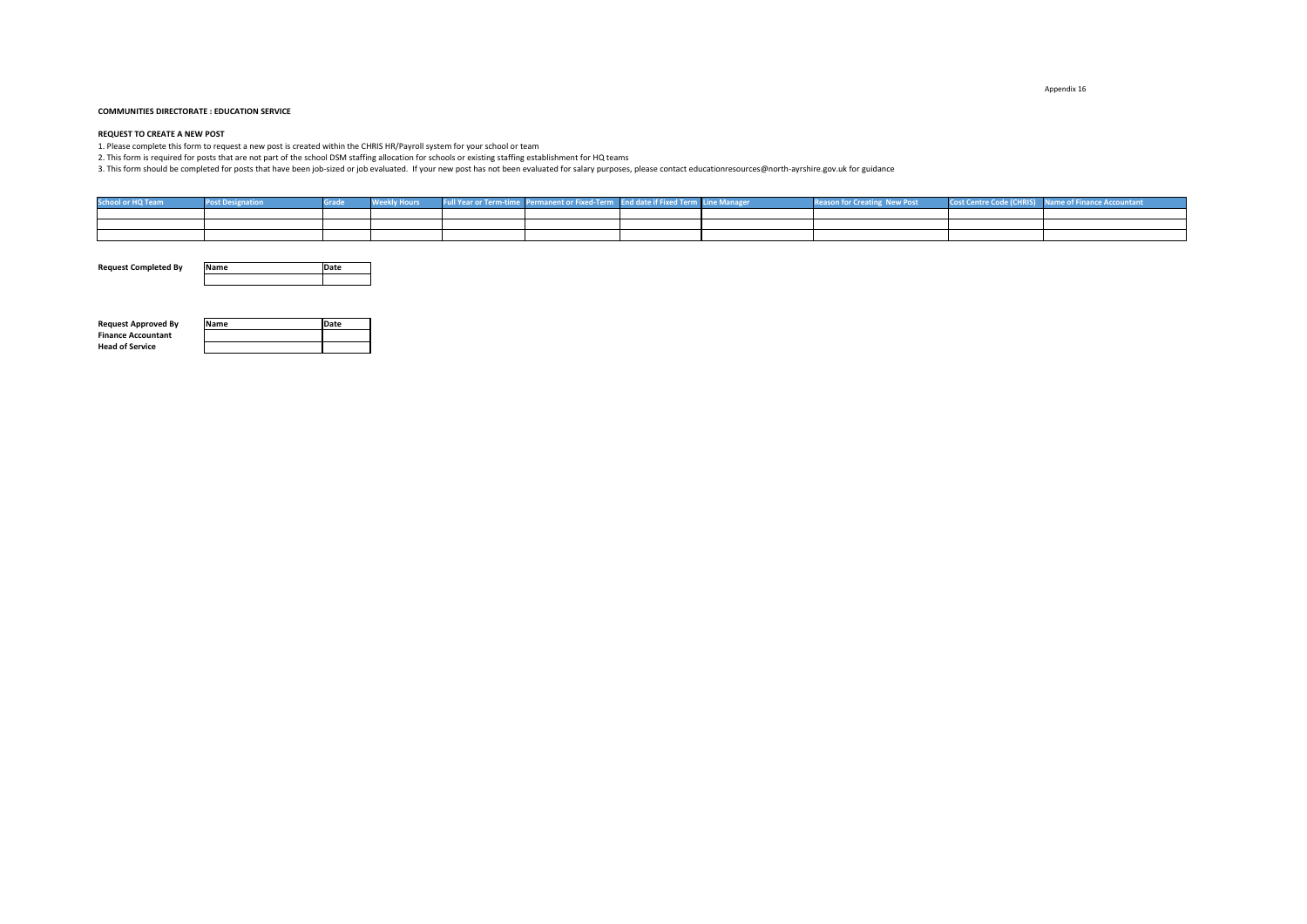Appendix 16

**COMMUNITIES DIRECTORATE : EDUCATION SERVICE**

**REQUEST TO CREATE A NEW POST**

1. Please complete this form to request a new post is created within the CHRIS HR/Payroll system for your school or team
2. This form is required for posts that are not part of the school DSM staffing allocation for schools or existing staffing establishment for HQ teams
3. This form should be completed for posts that have been job-sized or job evaluated. If your new post has not been evaluated for salary purposes, please contact educationresources@north-ayrshire.gov.uk for guidance

| School or HQ Team | Post Designation | Grade | Weekly Hours | Full Year or Term-time | Permanent or Fixed-Term | End date if Fixed Term | Line Manager | Reason for Creating New Post | Cost Centre Code (CHRIS) | Name of Finance Accountant |
|---|---|---|---|---|---|---|---|---|---|---|
| | | | | | | | | | | |
| | | | | | | | | | | |
| | | | | | | | | | | |

**Request Completed By**

| Name | Date |
|---|---|
| | |

**Request Approved By**

| | Name | Date |
|---|---|---|
| **Finance Accountant** | | |
| **Head of Service** | | |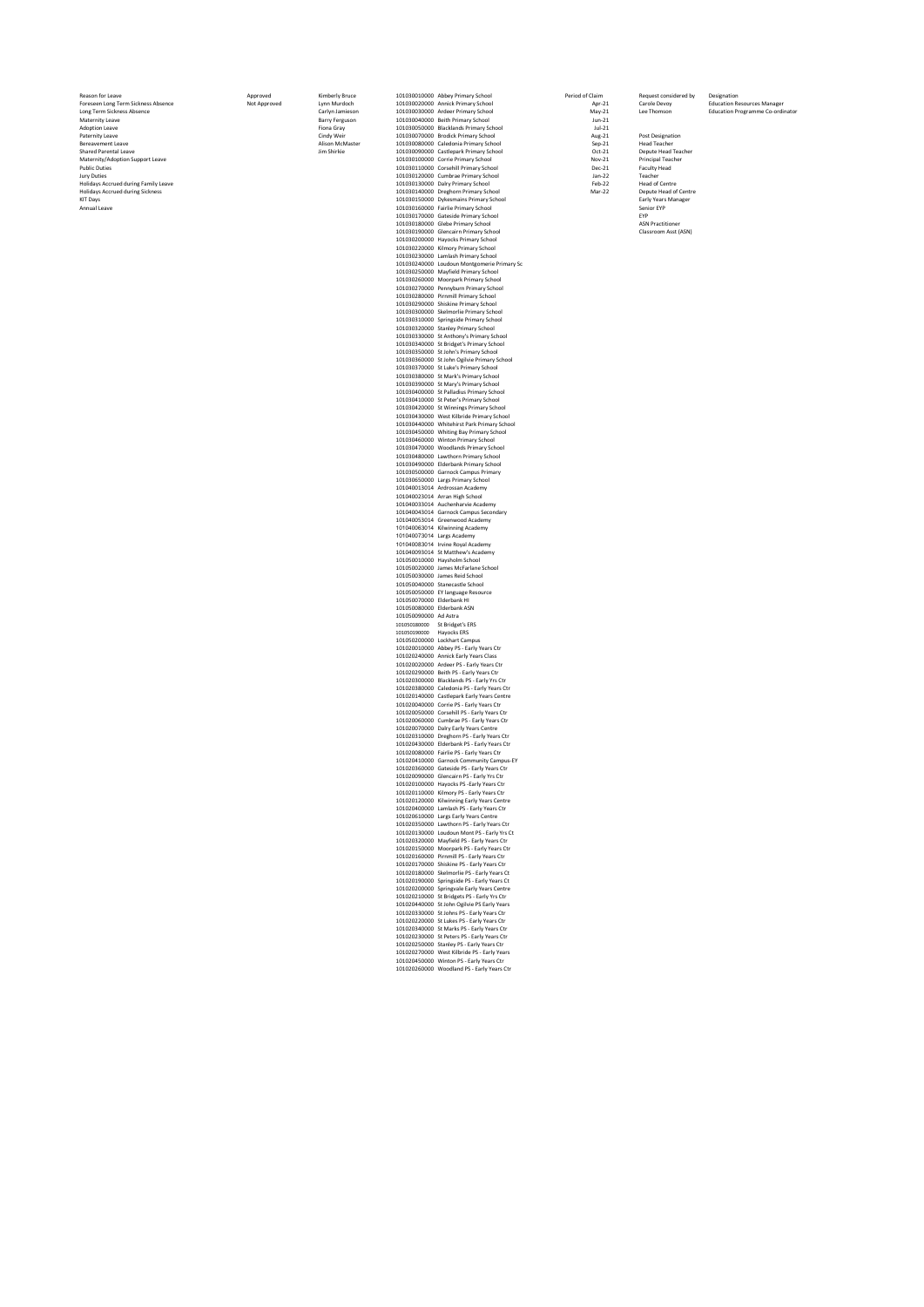| Reason for Leave | Approved | Kimberly Bruce | | | Period of Claim | Request considered by | Designation |
|---|---|---|---|---|---|---|---|
| Foreseen Long Term Sickness Absence | Not Approved | Lynn Murdoch | 101030010000 | Abbey Primary School | Apr-21 | Carole Devoy | Education Resources Manager |
| Long Term Sickness Absence | | Carlyn Jamieson | 101030020000 | Annick Primary School | May-21 | Lee Thomson | Education Programme Co-ordinator |
| Maternity Leave | | Barry Ferguson | 101030030000 | Ardeer Primary School | Jun-21 | | |
| Adoption Leave | | Fiona Gray | 101030040000 | Beith Primary School | Jul-21 | | |
| Paternity Leave | | Cindy Weir | 101030050000 | Blacklands Primary School | Aug-21 | Post Designation | |
| Bereavement Leave | | Alison McMaster | 101030070000 | Brodick Primary School | Sep-21 | Head Teacher | |
| Shared Parental Leave | | Jim Shirkie | 101030080000 | Caledonia Primary School | Oct-21 | Depute Head Teacher | |
| Maternity/Adoption Support Leave | | | 101030090000 | Castlepark Primary School | Nov-21 | Principal Teacher | |
| Public Duties | | | 101030100000 | Corrie Primary School | Dec-21 | Faculty Head | |
| Jury Duties | | | 101030110000 | Corsehill Primary School | Jan-22 | Teacher | |
| Holidays Accrued during Family Leave | | | 101030120000 | Cumbrae Primary School | Feb-22 | Head of Centre | |
| Holidays Accrued during Sickness | | | 101030130000 | Dalry Primary School | Mar-22 | Depute Head of Centre | |
| KIT Days | | | 101030140000 | Dreghorn Primary School | | Early Years Manager | |
| Annual Leave | | | 101030150000 | Dykesmains Primary School | | Senior EYP | |
| | | | 101030160000 | Fairlie Primary School | | EYP | |
| | | | 101030170000 | Gateside Primary School | | ASN Practitioner | |
| | | | 101030180000 | Glebe Primary School | | Classroom Asst (ASN) | |
| | | | 101030190000 | Glencairn Primary School | | | |
| | | | 101030200000 | Hayocks Primary School | | | |
| | | | 101030220000 | Kilmory Primary School | | | |
| | | | 101030230000 | Lamlash Primary School | | | |
| | | | 101030240000 | Loudoun Montgomerie Primary Sc | | | |
| | | | 101030250000 | Mayfield Primary School | | | |
| | | | 101030260000 | Moorpark Primary School | | | |
| | | | 101030270000 | Pennyburn Primary School | | | |
| | | | 101030280000 | Pirnmill Primary School | | | |
| | | | 101030290000 | Shiskine Primary School | | | |
| | | | 101030300000 | Skelmorlie Primary School | | | |
| | | | 101030310000 | Springside Primary School | | | |
| | | | 101030320000 | Stanley Primary School | | | |
| | | | 101030330000 | St Anthony's Primary School | | | |
| | | | 101030340000 | St Bridget's Primary School | | | |
| | | | 101030350000 | St John's Primary School | | | |
| | | | 101030360000 | St John Ogilvie Primary School | | | |
| | | | 101030370000 | St Luke's Primary School | | | |
| | | | 101030380000 | St Mark's Primary School | | | |
| | | | 101030390000 | St Mary's Primary School | | | |
| | | | 101030400000 | St Palladius Primary School | | | |
| | | | 101030410000 | St Peter's Primary School | | | |
| | | | 101030420000 | St Winnings Primary School | | | |
| | | | 101030430000 | West Kilbride Primary School | | | |
| | | | 101030440000 | Whitehirst Park Primary School | | | |
| | | | 101030450000 | Whiting Bay Primary School | | | |
| | | | 101030460000 | Winton Primary School | | | |
| | | | 101030470000 | Woodlands Primary School | | | |
| | | | 101030480000 | Lawthorn Primary School | | | |
| | | | 101030490000 | Elderbank Primary School | | | |
| | | | 101030500000 | Garnock Campus Primary | | | |
| | | | 101030650000 | Largs Primary School | | | |
| | | | 101040013014 | Ardrossan Academy | | | |
| | | | 101040023014 | Arran High School | | | |
| | | | 101040033014 | Auchenharvie Academy | | | |
| | | | 101040043014 | Garnock Campus Secondary | | | |
| | | | 101040053014 | Greenwood Academy | | | |
| | | | 101040063014 | Kilwinning Academy | | | |
| | | | 101040073014 | Largs Academy | | | |
| | | | 101040083014 | Irvine Royal Academy | | | |
| | | | 101040093014 | St Matthew's Academy | | | |
| | | | 101050010000 | Haysholm School | | | |
| | | | 101050020000 | James McFarlane School | | | |
| | | | 101050030000 | James Reid School | | | |
| | | | 101050040000 | Stanecastle School | | | |
| | | | 101050050000 | EY language Resource | | | |
| | | | 101050070000 | Elderbank HI | | | |
| | | | 101050080000 | Elderbank ASN | | | |
| | | | 101050090000 | Ad Astra | | | |
| | | | 101050180000 | St Bridget's ERS | | | |
| | | | 101050190000 | Hayocks ERS | | | |
| | | | 101050200000 | Lockhart Campus | | | |
| | | | 101020010000 | Abbey PS - Early Years Ctr | | | |
| | | | 101020240000 | Annick Early Years Class | | | |
| | | | 101020020000 | Ardeer PS - Early Years Ctr | | | |
| | | | 101020290000 | Beith PS - Early Years Ctr | | | |
| | | | 101020300000 | Blacklands PS - Early Yrs Ctr | | | |
| | | | 101020380000 | Caledonia PS - Early Years Ctr | | | |
| | | | 101020140000 | Castlepark Early Years Centre | | | |
| | | | 101020040000 | Corrie PS - Early Years Ctr | | | |
| | | | 101020050000 | Corsehill PS - Early Years Ctr | | | |
| | | | 101020060000 | Cumbrae PS - Early Years Ctr | | | |
| | | | 101020070000 | Dalry Early Years Centre | | | |
| | | | 101020310000 | Dreghorn PS - Early Years Ctr | | | |
| | | | 101020430000 | Elderbank PS - Early Years Ctr | | | |
| | | | 101020080000 | Fairlie PS - Early Years Ctr | | | |
| | | | 101020410000 | Garnock Community Campus-EY | | | |
| | | | 101020360000 | Gateside PS - Early Years Ctr | | | |
| | | | 101020090000 | Glencairn PS - Early Yrs Ctr | | | |
| | | | 101020100000 | Hayocks PS -Early Years Ctr | | | |
| | | | 101020110000 | Kilmory PS - Early Years Ctr | | | |
| | | | 101020120000 | Kilwinning Early Years Centre | | | |
| | | | 101020400000 | Lamlash PS - Early Years Ctr | | | |
| | | | 101020610000 | Largs Early Years Centre | | | |
| | | | 101020350000 | Lawthorn PS - Early Years Ctr | | | |
| | | | 101020130000 | Loudoun Mont PS - Early Yrs Ct | | | |
| | | | 101020320000 | Mayfield PS - Early Years Ctr | | | |
| | | | 101020150000 | Moorpark PS - Early Years Ctr | | | |
| | | | 101020160000 | Pirnmill PS - Early Years Ctr | | | |
| | | | 101020170000 | Shiskine PS - Early Years Ctr | | | |
| | | | 101020180000 | Skelmorlie PS - Early Years Ct | | | |
| | | | 101020190000 | Springside PS - Early Years Ct | | | |
| | | | 101020200000 | Springvale Early Years Centre | | | |
| | | | 101020210000 | St Bridgets PS - Early Yrs Ctr | | | |
| | | | 101020440000 | St John Ogilvie PS Early Years | | | |
| | | | 101020330000 | St Johns PS - Early Years Ctr | | | |
| | | | 101020220000 | St Lukes PS - Early Years Ctr | | | |
| | | | 101020340000 | St Marks PS - Early Years Ctr | | | |
| | | | 101020230000 | St Peters PS - Early Years Ctr | | | |
| | | | 101020250000 | Stanley PS - Early Years Ctr | | | |
| | | | 101020270000 | West Kilbride PS - Early Years | | | |
| | | | 101020450000 | Winton PS - Early Years Ctr | | | |
| | | | 101020260000 | Woodland PS - Early Years Ctr | | | |